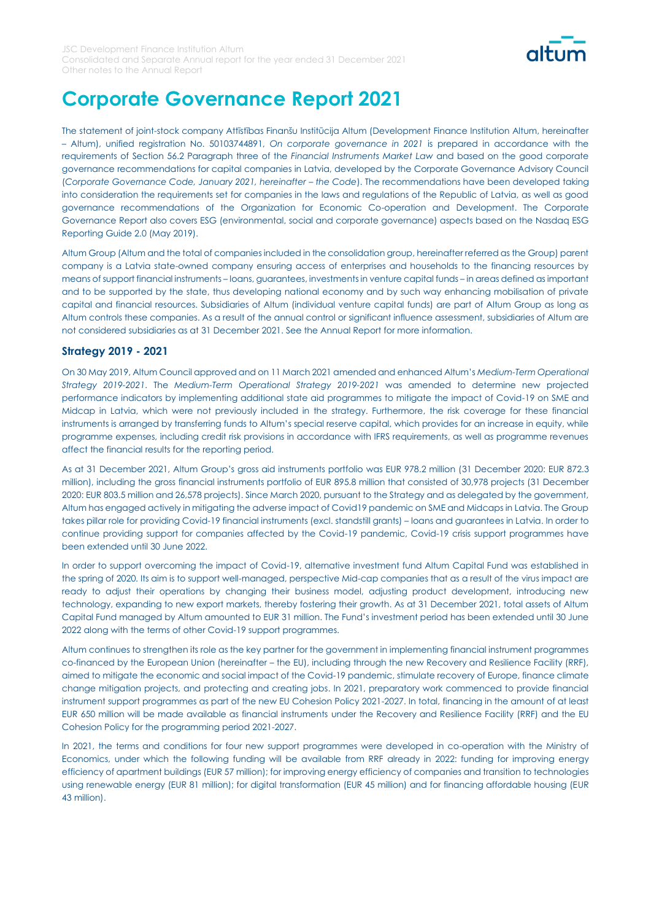# Corporate Governance Report 2021

The statement of joint-stock company Attīstības Finanšu Institūcija Altum (Development Finance Institution Altum, hereinafter – Altum), unified registration No. 50103744891, *On corporate governance in 2021* is prepared in accordance with the requirements of Section 56.2 Paragraph three of the *Financial Instruments Market Law* and based on the good corporate governance recommendations for capital companies in Latvia, developed by the Corporate Governance Advisory Council (*Corporate Governance Code, January 2021, hereinafter – the Code*). The recommendations have been developed taking into consideration the requirements set for companies in the laws and regulations of the Republic of Latvia, as well as good governance recommendations of the Organization for Economic Co-operation and Development. The Corporate Governance Report also covers ESG (environmental, social and corporate governance) aspects based on the Nasdaq ESG Reporting Guide 2.0 (May 2019).

Altum Group (Altum and the total of companies included in the consolidation group, hereinafter referred as the Group) parent company is a Latvia state-owned company ensuring access of enterprises and households to the financing resources by means of support financial instruments – loans, guarantees, investments in venture capital funds – in areas defined as important and to be supported by the state, thus developing national economy and by such way enhancing mobilisation of private capital and financial resources. Subsidiaries of Altum (individual venture capital funds) are part of Altum Group as long as Altum controls these companies. As a result of the annual control or significant influence assessment, subsidiaries of Altum are not considered subsidiaries as at 31 December 2021. See the Annual Report for more information.

### Strategy 2019 - 2021

On 30 May 2019, Altum Council approved and on 11 March 2021 amended and enhanced Altum's *Medium-Term Operational Strategy 2019-2021*. The *Medium-Term Operational Strategy 2019-2021* was amended to determine new projected performance indicators by implementing additional state aid programmes to mitigate the impact of Covid-19 on SME and Midcap in Latvia, which were not previously included in the strategy. Furthermore, the risk coverage for these financial instruments is arranged by transferring funds to Altum's special reserve capital, which provides for an increase in equity, while programme expenses, including credit risk provisions in accordance with IFRS requirements, as well as programme revenues affect the financial results for the reporting period.

As at 31 December 2021, Altum Group's gross aid instruments portfolio was EUR 978.2 million (31 December 2020: EUR 872.3 million), including the gross financial instruments portfolio of EUR 895.8 million that consisted of 30,978 projects (31 December 2020: EUR 803.5 million and 26,578 projects). Since March 2020, pursuant to the Strategy and as delegated by the government, Altum has engaged actively in mitigating the adverse impact of Covid19 pandemic on SME and Midcaps in Latvia. The Group takes pillar role for providing Covid-19 financial instruments (excl. standstill grants) – loans and guarantees in Latvia. In order to continue providing support for companies affected by the Covid-19 pandemic, Covid-19 crisis support programmes have been extended until 30 June 2022.

In order to support overcoming the impact of Covid-19, alternative investment fund Altum Capital Fund was established in the spring of 2020. Its aim is to support well-managed, perspective Mid-cap companies that as a result of the virus impact are ready to adjust their operations by changing their business model, adjusting product development, introducing new technology, expanding to new export markets, thereby fostering their growth. As at 31 December 2021, total assets of Altum Capital Fund managed by Altum amounted to EUR 31 million. The Fund's investment period has been extended until 30 June 2022 along with the terms of other Covid-19 support programmes.

Altum continues to strengthen its role as the key partner for the government in implementing financial instrument programmes co-financed by the European Union (hereinafter – the EU), including through the new Recovery and Resilience Facility (RRF), aimed to mitigate the economic and social impact of the Covid-19 pandemic, stimulate recovery of Europe, finance climate change mitigation projects, and protecting and creating jobs. In 2021, preparatory work commenced to provide financial instrument support programmes as part of the new EU Cohesion Policy 2021-2027. In total, financing in the amount of at least EUR 650 million will be made available as financial instruments under the Recovery and Resilience Facility (RRF) and the EU Cohesion Policy for the programming period 2021-2027.

In 2021, the terms and conditions for four new support programmes were developed in co-operation with the Ministry of Economics, under which the following funding will be available from RRF already in 2022: funding for improving energy efficiency of apartment buildings (EUR 57 million); for improving energy efficiency of companies and transition to technologies using renewable energy (EUR 81 million); for digital transformation (EUR 45 million) and for financing affordable housing (EUR 43 million).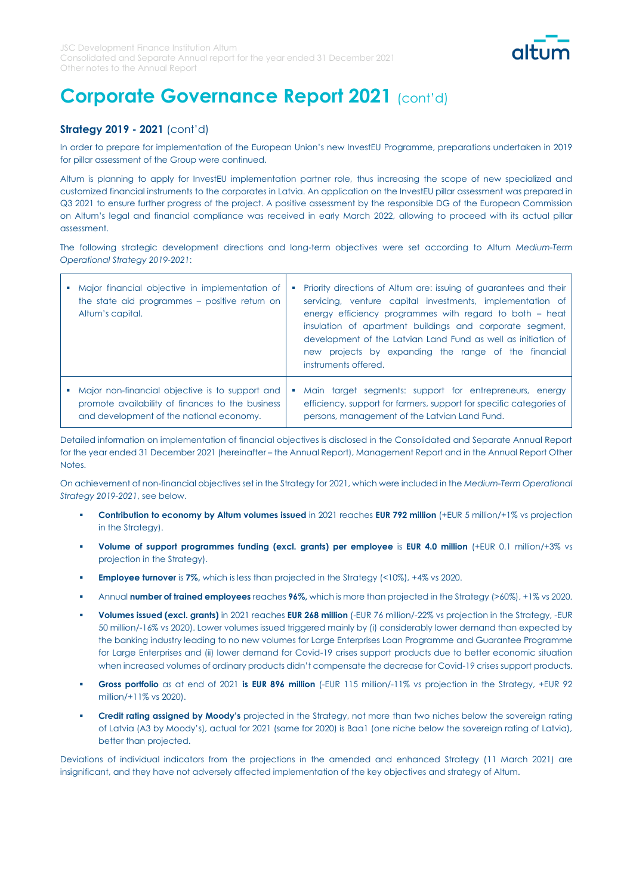# Corporate Governance Report 2021 (cont'd)

## Strategy 2019 - 2021 (cont'd)

In order to prepare for implementation of the European Union's new InvestEU Programme, preparations undertaken in 2019 for pillar assessment of the Group were continued.

Altum is planning to apply for InvestEU implementation partner role, thus increasing the scope of new specialized and customized financial instruments to the corporates in Latvia. An application on the InvestEU pillar assessment was prepared in Q3 2021 to ensure further progress of the project. A positive assessment by the responsible DG of the European Commission on Altum's legal and financial compliance was received in early March 2022, allowing to proceed with its actual pillar assessment.

The following strategic development directions and long-term objectives were set according to Altum *Medium-Term Operational Strategy 2019-2021*:

| | |
|---|---|
| ▪ Major financial objective in implementation of the state aid programmes – positive return on Altum's capital. | ▪ Priority directions of Altum are: issuing of guarantees and their servicing, venture capital investments, implementation of energy efficiency programmes with regard to both – heat insulation of apartment buildings and corporate segment, development of the Latvian Land Fund as well as initiation of new projects by expanding the range of the financial instruments offered. |
| ▪ Major non-financial objective is to support and promote availability of finances to the business and development of the national economy. | ▪ Main target segments: support for entrepreneurs, energy efficiency, support for farmers, support for specific categories of persons, management of the Latvian Land Fund. |

Detailed information on implementation of financial objectives is disclosed in the Consolidated and Separate Annual Report for the year ended 31 December 2021 (hereinafter – the Annual Report), Management Report and in the Annual Report Other Notes.

On achievement of non-financial objectives set in the Strategy for 2021, which were included in the *Medium-Term Operational Strategy 2019-2021*, see below.

- **Contribution to economy by Altum volumes issued** in 2021 reaches **EUR 792 million** (+EUR 5 million/+1% vs projection in the Strategy).
- **Volume of support programmes funding (excl. grants) per employee** is **EUR 4.0 million** (+EUR 0.1 million/+3% vs projection in the Strategy).
- **Employee turnover** is **7%,** which is less than projected in the Strategy (<10%), +4% vs 2020.
- Annual **number of trained employees** reaches **96%,** which is more than projected in the Strategy (>60%), +1% vs 2020.
- **Volumes issued (excl. grants)** in 2021 reaches **EUR 268 million** (-EUR 76 million/-22% vs projection in the Strategy, -EUR 50 million/-16% vs 2020). Lower volumes issued triggered mainly by (i) considerably lower demand than expected by the banking industry leading to no new volumes for Large Enterprises Loan Programme and Guarantee Programme for Large Enterprises and (ii) lower demand for Covid-19 crises support products due to better economic situation when increased volumes of ordinary products didn't compensate the decrease for Covid-19 crises support products.
- **Gross portfolio** as at end of 2021 **is EUR 896 million** (-EUR 115 million/-11% vs projection in the Strategy, +EUR 92 million/+11% vs 2020).
- **Credit rating assigned by Moody's** projected in the Strategy, not more than two niches below the sovereign rating of Latvia (A3 by Moody's), actual for 2021 (same for 2020) is Baa1 (one niche below the sovereign rating of Latvia), better than projected.

Deviations of individual indicators from the projections in the amended and enhanced Strategy (11 March 2021) are insignificant, and they have not adversely affected implementation of the key objectives and strategy of Altum.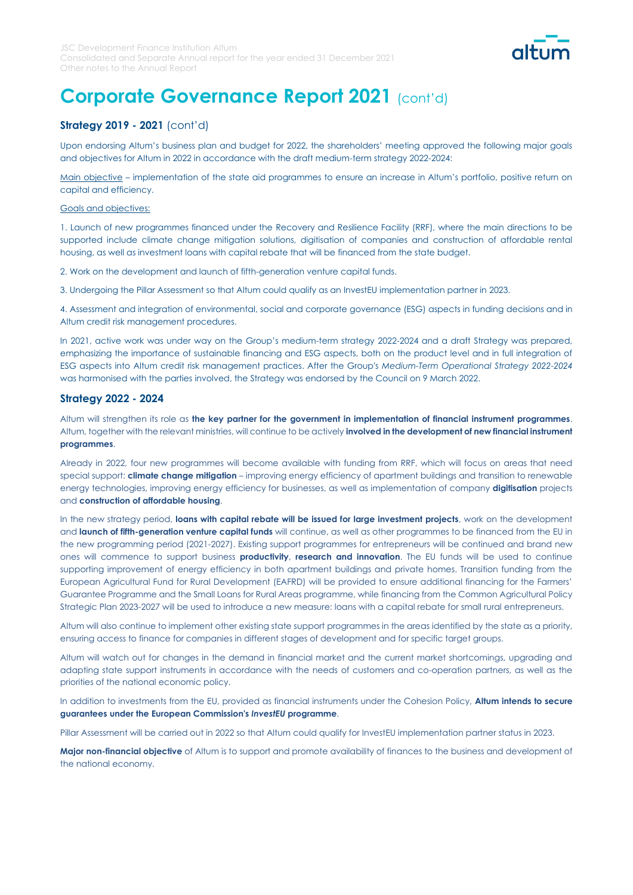# Corporate Governance Report 2021 (cont'd)

## Strategy 2019 - 2021 (cont'd)

Upon endorsing Altum's business plan and budget for 2022, the shareholders' meeting approved the following major goals and objectives for Altum in 2022 in accordance with the draft medium-term strategy 2022-2024:

Main objective – implementation of the state aid programmes to ensure an increase in Altum's portfolio, positive return on capital and efficiency.

Goals and objectives:

1. Launch of new programmes financed under the Recovery and Resilience Facility (RRF), where the main directions to be supported include climate change mitigation solutions, digitisation of companies and construction of affordable rental housing, as well as investment loans with capital rebate that will be financed from the state budget.

2. Work on the development and launch of fifth-generation venture capital funds.

3. Undergoing the Pillar Assessment so that Altum could qualify as an InvestEU implementation partner in 2023.

4. Assessment and integration of environmental, social and corporate governance (ESG) aspects in funding decisions and in Altum credit risk management procedures.

In 2021, active work was under way on the Group's medium-term strategy 2022-2024 and a draft Strategy was prepared, emphasizing the importance of sustainable financing and ESG aspects, both on the product level and in full integration of ESG aspects into Altum credit risk management practices. After the Group's *Medium-Term Operational Strategy 2022-2024* was harmonised with the parties involved, the Strategy was endorsed by the Council on 9 March 2022.

## Strategy 2022 - 2024

Altum will strengthen its role as **the key partner for the government in implementation of financial instrument programmes**. Altum, together with the relevant ministries, will continue to be actively **involved in the development of new financial instrument programmes**.

Already in 2022, four new programmes will become available with funding from RRF, which will focus on areas that need special support: **climate change mitigation** – improving energy efficiency of apartment buildings and transition to renewable energy technologies, improving energy efficiency for businesses, as well as implementation of company **digitisation** projects and **construction of affordable housing**.

In the new strategy period, **loans with capital rebate will be issued for large investment projects**, work on the development and **launch of fifth-generation venture capital funds** will continue, as well as other programmes to be financed from the EU in the new programming period (2021-2027). Existing support programmes for entrepreneurs will be continued and brand new ones will commence to support business **productivity**, **research and innovation**. The EU funds will be used to continue supporting improvement of energy efficiency in both apartment buildings and private homes. Transition funding from the European Agricultural Fund for Rural Development (EAFRD) will be provided to ensure additional financing for the Farmers' Guarantee Programme and the Small Loans for Rural Areas programme, while financing from the Common Agricultural Policy Strategic Plan 2023-2027 will be used to introduce a new measure: loans with a capital rebate for small rural entrepreneurs.

Altum will also continue to implement other existing state support programmes in the areas identified by the state as a priority, ensuring access to finance for companies in different stages of development and for specific target groups.

Altum will watch out for changes in the demand in financial market and the current market shortcomings, upgrading and adapting state support instruments in accordance with the needs of customers and co-operation partners, as well as the priorities of the national economic policy.

In addition to investments from the EU, provided as financial instruments under the Cohesion Policy, **Altum intends to secure guarantees under the European Commission's *InvestEU* programme**.

Pillar Assessment will be carried out in 2022 so that Altum could qualify for InvestEU implementation partner status in 2023.

**Major non-financial objective** of Altum is to support and promote availability of finances to the business and development of the national economy.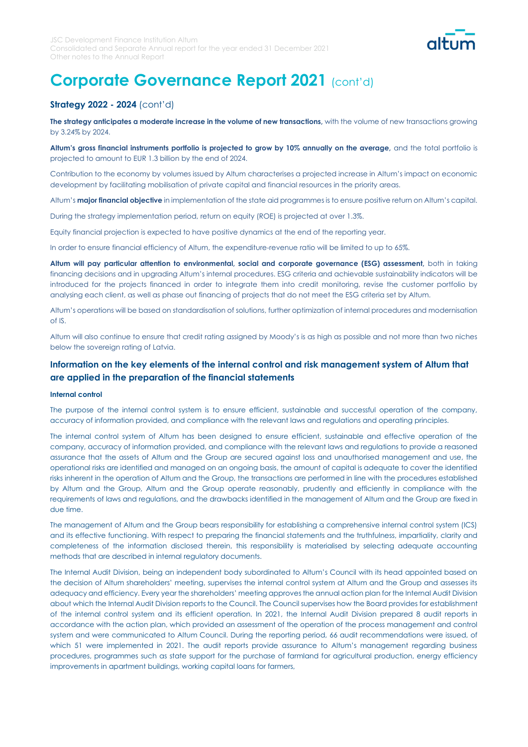# Corporate Governance Report 2021 (cont'd)

## Strategy 2022 - 2024 (cont'd)

**The strategy anticipates a moderate increase in the volume of new transactions,** with the volume of new transactions growing by 3.24% by 2024.

**Altum's gross financial instruments portfolio is projected to grow by 10% annually on the average,** and the total portfolio is projected to amount to EUR 1.3 billion by the end of 2024.

Contribution to the economy by volumes issued by Altum characterises a projected increase in Altum's impact on economic development by facilitating mobilisation of private capital and financial resources in the priority areas.

Altum's **major financial objective** in implementation of the state aid programmes is to ensure positive return on Altum's capital.

During the strategy implementation period, return on equity (ROE) is projected at over 1.3%.

Equity financial projection is expected to have positive dynamics at the end of the reporting year.

In order to ensure financial efficiency of Altum, the expenditure-revenue ratio will be limited to up to 65%.

**Altum will pay particular attention to environmental, social and corporate governance (ESG) assessment,** both in taking financing decisions and in upgrading Altum's internal procedures. ESG criteria and achievable sustainability indicators will be introduced for the projects financed in order to integrate them into credit monitoring, revise the customer portfolio by analysing each client, as well as phase out financing of projects that do not meet the ESG criteria set by Altum.

Altum's operations will be based on standardisation of solutions, further optimization of internal procedures and modernisation of IS.

Altum will also continue to ensure that credit rating assigned by Moody's is as high as possible and not more than two niches below the sovereign rating of Latvia.

## Information on the key elements of the internal control and risk management system of Altum that are applied in the preparation of the financial statements

#### Internal control

The purpose of the internal control system is to ensure efficient, sustainable and successful operation of the company, accuracy of information provided, and compliance with the relevant laws and regulations and operating principles.

The internal control system of Altum has been designed to ensure efficient, sustainable and effective operation of the company, accuracy of information provided, and compliance with the relevant laws and regulations to provide a reasoned assurance that the assets of Altum and the Group are secured against loss and unauthorised management and use, the operational risks are identified and managed on an ongoing basis, the amount of capital is adequate to cover the identified risks inherent in the operation of Altum and the Group, the transactions are performed in line with the procedures established by Altum and the Group, Altum and the Group operate reasonably, prudently and efficiently in compliance with the requirements of laws and regulations, and the drawbacks identified in the management of Altum and the Group are fixed in due time.

The management of Altum and the Group bears responsibility for establishing a comprehensive internal control system (ICS) and its effective functioning. With respect to preparing the financial statements and the truthfulness, impartiality, clarity and completeness of the information disclosed therein, this responsibility is materialised by selecting adequate accounting methods that are described in internal regulatory documents.

The Internal Audit Division, being an independent body subordinated to Altum's Council with its head appointed based on the decision of Altum shareholders' meeting, supervises the internal control system at Altum and the Group and assesses its adequacy and efficiency. Every year the shareholders' meeting approves the annual action plan for the Internal Audit Division about which the Internal Audit Division reports to the Council. The Council supervises how the Board provides for establishment of the internal control system and its efficient operation. In 2021, the Internal Audit Division prepared 8 audit reports in accordance with the action plan, which provided an assessment of the operation of the process management and control system and were communicated to Altum Council. During the reporting period, 66 audit recommendations were issued, of which 51 were implemented in 2021. The audit reports provide assurance to Altum's management regarding business procedures, programmes such as state support for the purchase of farmland for agricultural production, energy efficiency improvements in apartment buildings, working capital loans for farmers,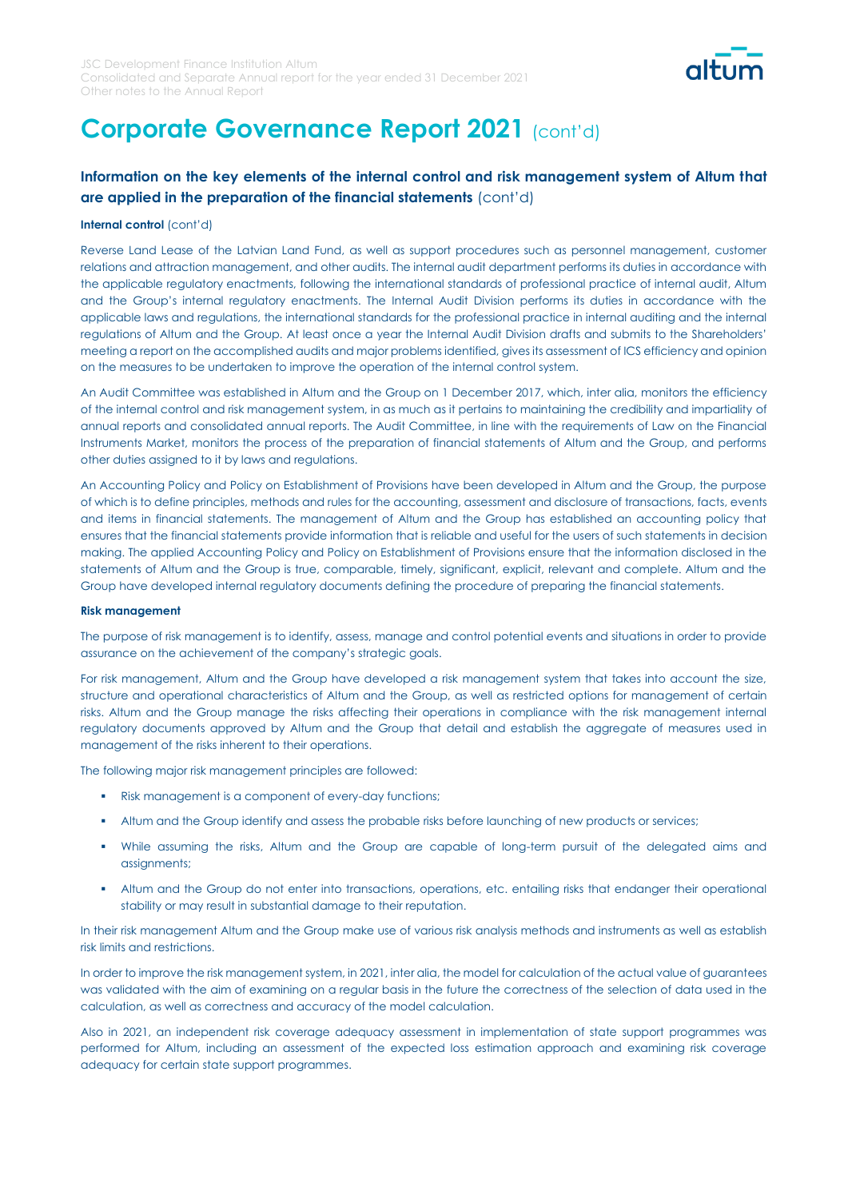# Corporate Governance Report 2021 (cont'd)

## Information on the key elements of the internal control and risk management system of Altum that are applied in the preparation of the financial statements (cont'd)

**Internal control** (cont'd)

Reverse Land Lease of the Latvian Land Fund, as well as support procedures such as personnel management, customer relations and attraction management, and other audits. The internal audit department performs its duties in accordance with the applicable regulatory enactments, following the international standards of professional practice of internal audit, Altum and the Group's internal regulatory enactments. The Internal Audit Division performs its duties in accordance with the applicable laws and regulations, the international standards for the professional practice in internal auditing and the internal regulations of Altum and the Group. At least once a year the Internal Audit Division drafts and submits to the Shareholders' meeting a report on the accomplished audits and major problems identified, gives its assessment of ICS efficiency and opinion on the measures to be undertaken to improve the operation of the internal control system.

An Audit Committee was established in Altum and the Group on 1 December 2017, which, inter alia, monitors the efficiency of the internal control and risk management system, in as much as it pertains to maintaining the credibility and impartiality of annual reports and consolidated annual reports. The Audit Committee, in line with the requirements of Law on the Financial Instruments Market, monitors the process of the preparation of financial statements of Altum and the Group, and performs other duties assigned to it by laws and regulations.

An Accounting Policy and Policy on Establishment of Provisions have been developed in Altum and the Group, the purpose of which is to define principles, methods and rules for the accounting, assessment and disclosure of transactions, facts, events and items in financial statements. The management of Altum and the Group has established an accounting policy that ensures that the financial statements provide information that is reliable and useful for the users of such statements in decision making. The applied Accounting Policy and Policy on Establishment of Provisions ensure that the information disclosed in the statements of Altum and the Group is true, comparable, timely, significant, explicit, relevant and complete. Altum and the Group have developed internal regulatory documents defining the procedure of preparing the financial statements.

**Risk management**

The purpose of risk management is to identify, assess, manage and control potential events and situations in order to provide assurance on the achievement of the company's strategic goals.

For risk management, Altum and the Group have developed a risk management system that takes into account the size, structure and operational characteristics of Altum and the Group, as well as restricted options for management of certain risks. Altum and the Group manage the risks affecting their operations in compliance with the risk management internal regulatory documents approved by Altum and the Group that detail and establish the aggregate of measures used in management of the risks inherent to their operations.

The following major risk management principles are followed:

- Risk management is a component of every-day functions;
- Altum and the Group identify and assess the probable risks before launching of new products or services;
- While assuming the risks, Altum and the Group are capable of long-term pursuit of the delegated aims and assignments;
- Altum and the Group do not enter into transactions, operations, etc. entailing risks that endanger their operational stability or may result in substantial damage to their reputation.

In their risk management Altum and the Group make use of various risk analysis methods and instruments as well as establish risk limits and restrictions.

In order to improve the risk management system, in 2021, inter alia, the model for calculation of the actual value of guarantees was validated with the aim of examining on a regular basis in the future the correctness of the selection of data used in the calculation, as well as correctness and accuracy of the model calculation.

Also in 2021, an independent risk coverage adequacy assessment in implementation of state support programmes was performed for Altum, including an assessment of the expected loss estimation approach and examining risk coverage adequacy for certain state support programmes.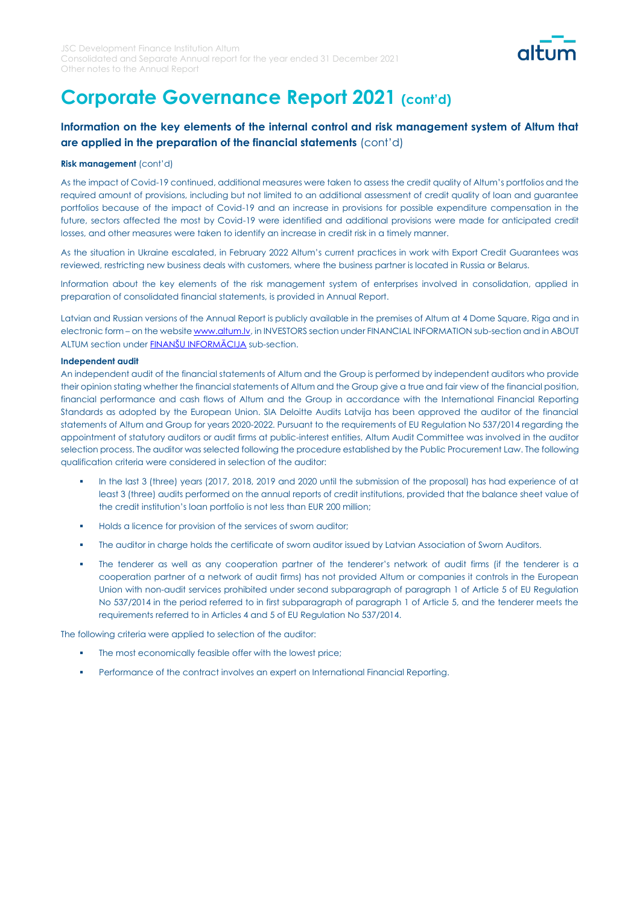# Corporate Governance Report 2021 (cont'd)

## Information on the key elements of the internal control and risk management system of Altum that are applied in the preparation of the financial statements (cont'd)

**Risk management** (cont'd)

As the impact of Covid-19 continued, additional measures were taken to assess the credit quality of Altum's portfolios and the required amount of provisions, including but not limited to an additional assessment of credit quality of loan and guarantee portfolios because of the impact of Covid-19 and an increase in provisions for possible expenditure compensation in the future, sectors affected the most by Covid-19 were identified and additional provisions were made for anticipated credit losses, and other measures were taken to identify an increase in credit risk in a timely manner.

As the situation in Ukraine escalated, in February 2022 Altum's current practices in work with Export Credit Guarantees was reviewed, restricting new business deals with customers, where the business partner is located in Russia or Belarus.

Information about the key elements of the risk management system of enterprises involved in consolidation, applied in preparation of consolidated financial statements, is provided in Annual Report.

Latvian and Russian versions of the Annual Report is publicly available in the premises of Altum at 4 Dome Square, Riga and in electronic form – on the website www.altum.lv, in INVESTORS section under FINANCIAL INFORMATION sub-section and in ABOUT ALTUM section under FINANŠU INFORMĀCIJA sub-section.

**Independent audit**

An independent audit of the financial statements of Altum and the Group is performed by independent auditors who provide their opinion stating whether the financial statements of Altum and the Group give a true and fair view of the financial position, financial performance and cash flows of Altum and the Group in accordance with the International Financial Reporting Standards as adopted by the European Union. SIA Deloitte Audits Latvija has been approved the auditor of the financial statements of Altum and Group for years 2020-2022. Pursuant to the requirements of EU Regulation No 537/2014 regarding the appointment of statutory auditors or audit firms at public-interest entities, Altum Audit Committee was involved in the auditor selection process. The auditor was selected following the procedure established by the Public Procurement Law. The following qualification criteria were considered in selection of the auditor:

- In the last 3 (three) years (2017, 2018, 2019 and 2020 until the submission of the proposal) has had experience of at least 3 (three) audits performed on the annual reports of credit institutions, provided that the balance sheet value of the credit institution's loan portfolio is not less than EUR 200 million;
- Holds a licence for provision of the services of sworn auditor;
- The auditor in charge holds the certificate of sworn auditor issued by Latvian Association of Sworn Auditors.
- The tenderer as well as any cooperation partner of the tenderer's network of audit firms (if the tenderer is a cooperation partner of a network of audit firms) has not provided Altum or companies it controls in the European Union with non-audit services prohibited under second subparagraph of paragraph 1 of Article 5 of EU Regulation No 537/2014 in the period referred to in first subparagraph of paragraph 1 of Article 5, and the tenderer meets the requirements referred to in Articles 4 and 5 of EU Regulation No 537/2014.

The following criteria were applied to selection of the auditor:

- The most economically feasible offer with the lowest price;
- Performance of the contract involves an expert on International Financial Reporting.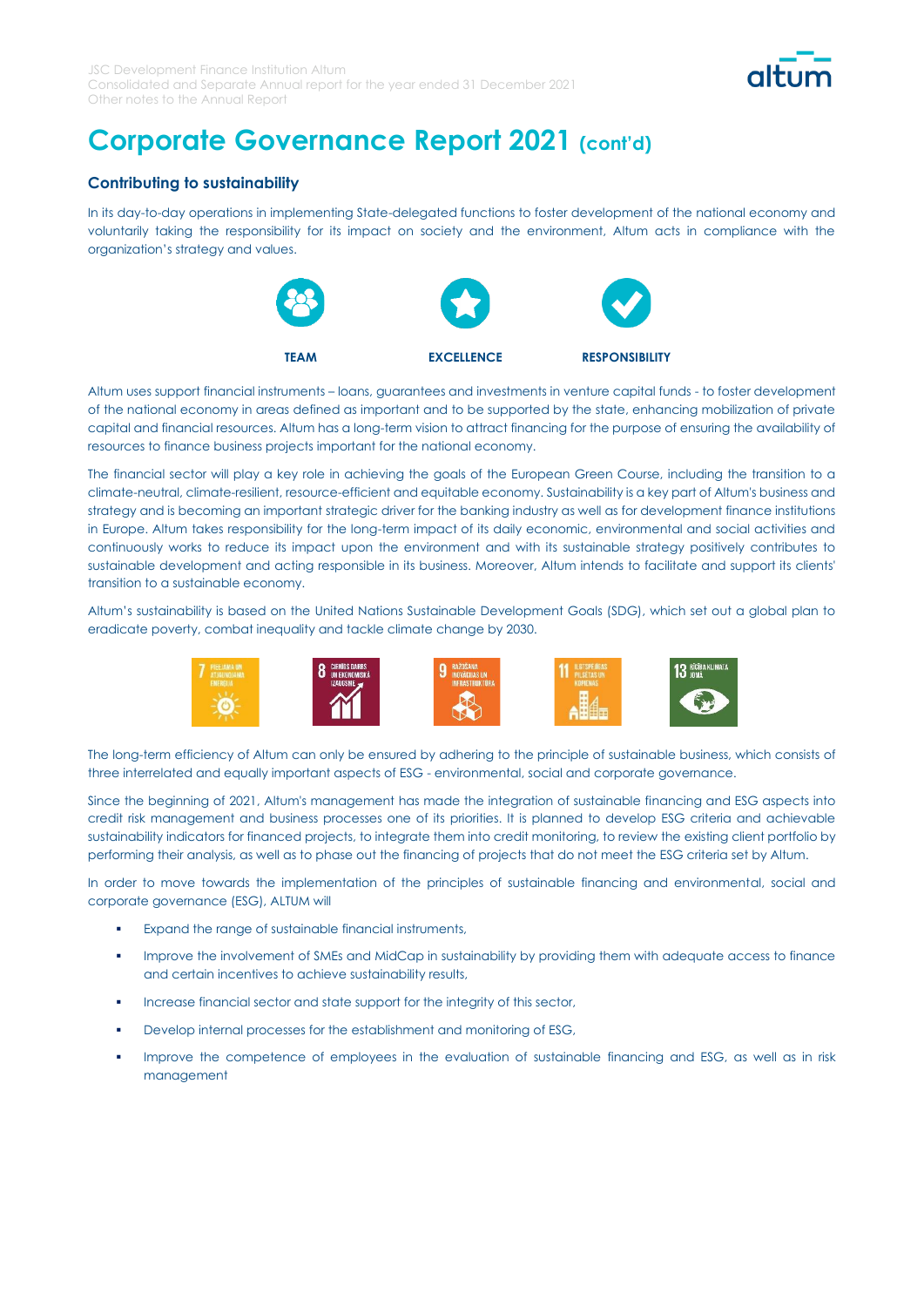# Corporate Governance Report 2021 (cont'd)

## Contributing to sustainability

In its day-to-day operations in implementing State-delegated functions to foster development of the national economy and voluntarily taking the responsibility for its impact on society and the environment, Altum acts in compliance with the organization's strategy and values.

**TEAM** **EXCELLENCE** **RESPONSIBILITY**

Altum uses support financial instruments – loans, guarantees and investments in venture capital funds - to foster development of the national economy in areas defined as important and to be supported by the state, enhancing mobilization of private capital and financial resources. Altum has a long-term vision to attract financing for the purpose of ensuring the availability of resources to finance business projects important for the national economy.

The financial sector will play a key role in achieving the goals of the European Green Course, including the transition to a climate-neutral, climate-resilient, resource-efficient and equitable economy. Sustainability is a key part of Altum's business and strategy and is becoming an important strategic driver for the banking industry as well as for development finance institutions in Europe. Altum takes responsibility for the long-term impact of its daily economic, environmental and social activities and continuously works to reduce its impact upon the environment and with its sustainable strategy positively contributes to sustainable development and acting responsible in its business. Moreover, Altum intends to facilitate and support its clients' transition to a sustainable economy.

Altum's sustainability is based on the United Nations Sustainable Development Goals (SDG), which set out a global plan to eradicate poverty, combat inequality and tackle climate change by 2030.

The long-term efficiency of Altum can only be ensured by adhering to the principle of sustainable business, which consists of three interrelated and equally important aspects of ESG - environmental, social and corporate governance.

Since the beginning of 2021, Altum's management has made the integration of sustainable financing and ESG aspects into credit risk management and business processes one of its priorities. It is planned to develop ESG criteria and achievable sustainability indicators for financed projects, to integrate them into credit monitoring, to review the existing client portfolio by performing their analysis, as well as to phase out the financing of projects that do not meet the ESG criteria set by Altum.

In order to move towards the implementation of the principles of sustainable financing and environmental, social and corporate governance (ESG), ALTUM will

- Expand the range of sustainable financial instruments,
- Improve the involvement of SMEs and MidCap in sustainability by providing them with adequate access to finance and certain incentives to achieve sustainability results,
- Increase financial sector and state support for the integrity of this sector,
- Develop internal processes for the establishment and monitoring of ESG,
- Improve the competence of employees in the evaluation of sustainable financing and ESG, as well as in risk management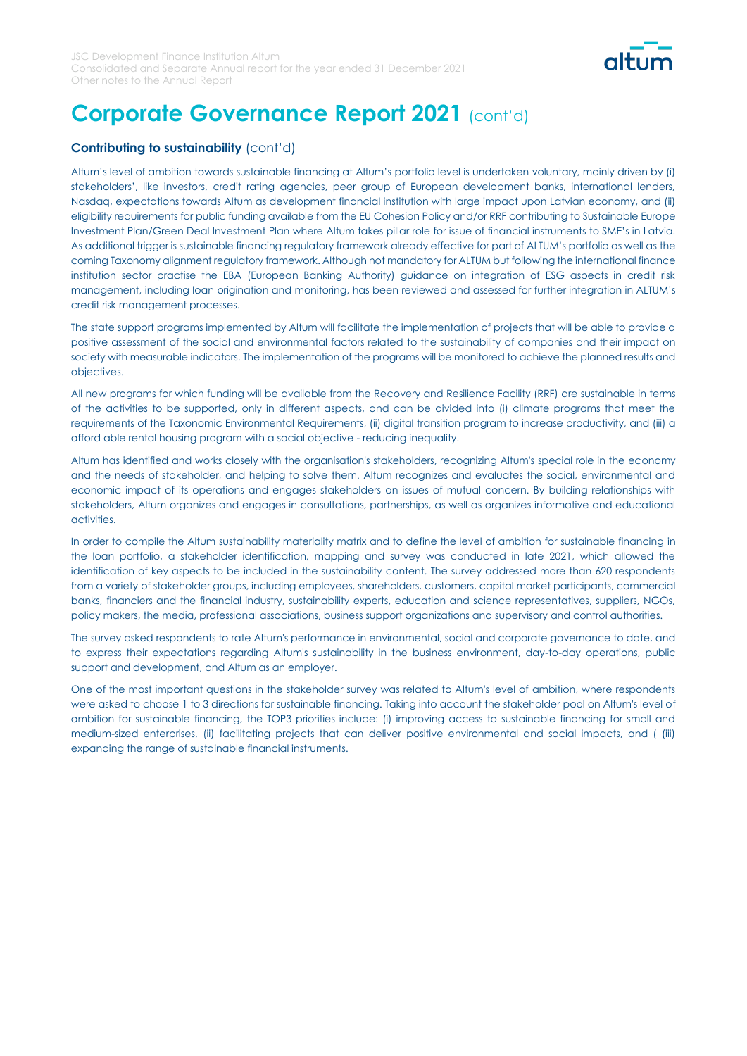# Corporate Governance Report 2021 (cont'd)

### Contributing to sustainability (cont'd)

Altum's level of ambition towards sustainable financing at Altum's portfolio level is undertaken voluntary, mainly driven by (i) stakeholders', like investors, credit rating agencies, peer group of European development banks, international lenders, Nasdaq, expectations towards Altum as development financial institution with large impact upon Latvian economy, and (ii) eligibility requirements for public funding available from the EU Cohesion Policy and/or RRF contributing to Sustainable Europe Investment Plan/Green Deal Investment Plan where Altum takes pillar role for issue of financial instruments to SME's in Latvia. As additional trigger is sustainable financing regulatory framework already effective for part of ALTUM's portfolio as well as the coming Taxonomy alignment regulatory framework. Although not mandatory for ALTUM but following the international finance institution sector practise the EBA (European Banking Authority) guidance on integration of ESG aspects in credit risk management, including loan origination and monitoring, has been reviewed and assessed for further integration in ALTUM's credit risk management processes.

The state support programs implemented by Altum will facilitate the implementation of projects that will be able to provide a positive assessment of the social and environmental factors related to the sustainability of companies and their impact on society with measurable indicators. The implementation of the programs will be monitored to achieve the planned results and objectives.

All new programs for which funding will be available from the Recovery and Resilience Facility (RRF) are sustainable in terms of the activities to be supported, only in different aspects, and can be divided into (i) climate programs that meet the requirements of the Taxonomic Environmental Requirements, (ii) digital transition program to increase productivity, and (iii) a afford able rental housing program with a social objective - reducing inequality.

Altum has identified and works closely with the organisation's stakeholders, recognizing Altum's special role in the economy and the needs of stakeholder, and helping to solve them. Altum recognizes and evaluates the social, environmental and economic impact of its operations and engages stakeholders on issues of mutual concern. By building relationships with stakeholders, Altum organizes and engages in consultations, partnerships, as well as organizes informative and educational activities.

In order to compile the Altum sustainability materiality matrix and to define the level of ambition for sustainable financing in the loan portfolio, a stakeholder identification, mapping and survey was conducted in late 2021, which allowed the identification of key aspects to be included in the sustainability content. The survey addressed more than 620 respondents from a variety of stakeholder groups, including employees, shareholders, customers, capital market participants, commercial banks, financiers and the financial industry, sustainability experts, education and science representatives, suppliers, NGOs, policy makers, the media, professional associations, business support organizations and supervisory and control authorities.

The survey asked respondents to rate Altum's performance in environmental, social and corporate governance to date, and to express their expectations regarding Altum's sustainability in the business environment, day-to-day operations, public support and development, and Altum as an employer.

One of the most important questions in the stakeholder survey was related to Altum's level of ambition, where respondents were asked to choose 1 to 3 directions for sustainable financing. Taking into account the stakeholder pool on Altum's level of ambition for sustainable financing, the TOP3 priorities include: (i) improving access to sustainable financing for small and medium-sized enterprises, (ii) facilitating projects that can deliver positive environmental and social impacts, and ( (iii) expanding the range of sustainable financial instruments.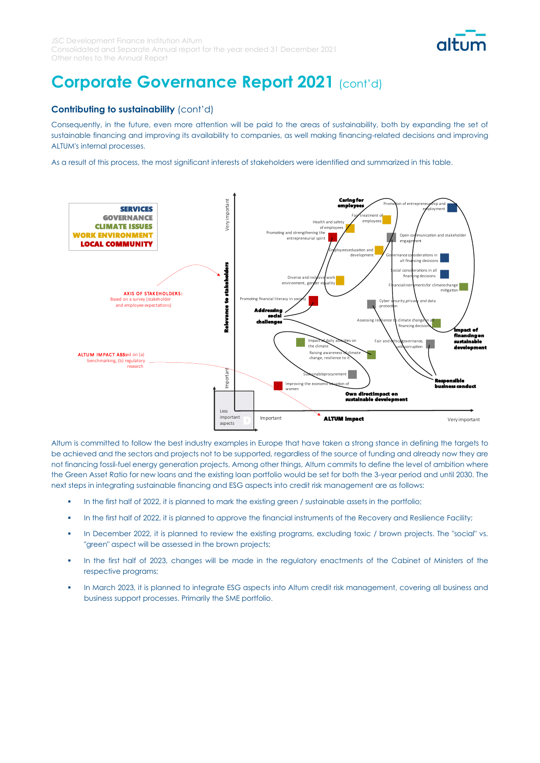# Corporate Governance Report 2021 (cont'd)

## Contributing to sustainability (cont'd)

Consequently, in the future, even more attention will be paid to the areas of sustainability, both by expanding the set of sustainable financing and improving its availability to companies, as well making financing-related decisions and improving ALTUM's internal processes.

As a result of this process, the most significant interests of stakeholders were identified and summarized in this table.

**SERVICES**
**GOVERNANCE**
**CLIMATE ISSUES**
**WORK ENVIRONMENT**
**LOCAL COMMUNITY**

AXIS OF STAKEHOLDERS: Based on a survey (stakeholder and employee expectations)

ALTUM IMPACT AXIS: Based on (a) benchmarking, (b) regulatory research

Relevance to stakeholders: Important – Very important

ALTUM impact: Less important aspects – Important – Very important

- **Caring for employees**: Health and safety of employees; Fair treatment of employees; Employees education and development; Diverse and inclusive work environment, gender equality
- **Addressing social challenges**: Promoting and strengthening the entrepreneurial spirit; Promoting financial literacy in society; Improving the economic situation of women
- **Own direct impact on sustainable development**: Impact of daily activities on the climate; Raising awareness of climate change, resilience to it; Sustainable procurement
- **Impact of financing on sustainable development**: Promotion of entrepreneurship and employment; Open communication and stakeholder engagement; Governance considerations in all financing decisions; Social considerations in all financing decisions; Financial instruments for climate change mitigation; Assessing resilience to climate change in all financing decisions
- **Responsible business conduct**: Cyber security, privacy and data protection; Fair and ethical governance, anti-corruption

Altum is committed to follow the best industry examples in Europe that have taken a strong stance in defining the targets to be achieved and the sectors and projects not to be supported, regardless of the source of funding and already now they are not financing fossil-fuel energy generation projects. Among other things, Altum commits to define the level of ambition where the Green Asset Ratio for new loans and the existing loan portfolio would be set for both the 3-year period and until 2030. The next steps in integrating sustainable financing and ESG aspects into credit risk management are as follows:

- In the first half of 2022, it is planned to mark the existing green / sustainable assets in the portfolio;
- In the first half of 2022, it is planned to approve the financial instruments of the Recovery and Resilience Facility;
- In December 2022, it is planned to review the existing programs, excluding toxic / brown projects. The "social" vs. "green" aspect will be assessed in the brown projects;
- In the first half of 2023, changes will be made in the regulatory enactments of the Cabinet of Ministers of the respective programs;
- In March 2023, it is planned to integrate ESG aspects into Altum credit risk management, covering all business and business support processes. Primarily the SME portfolio.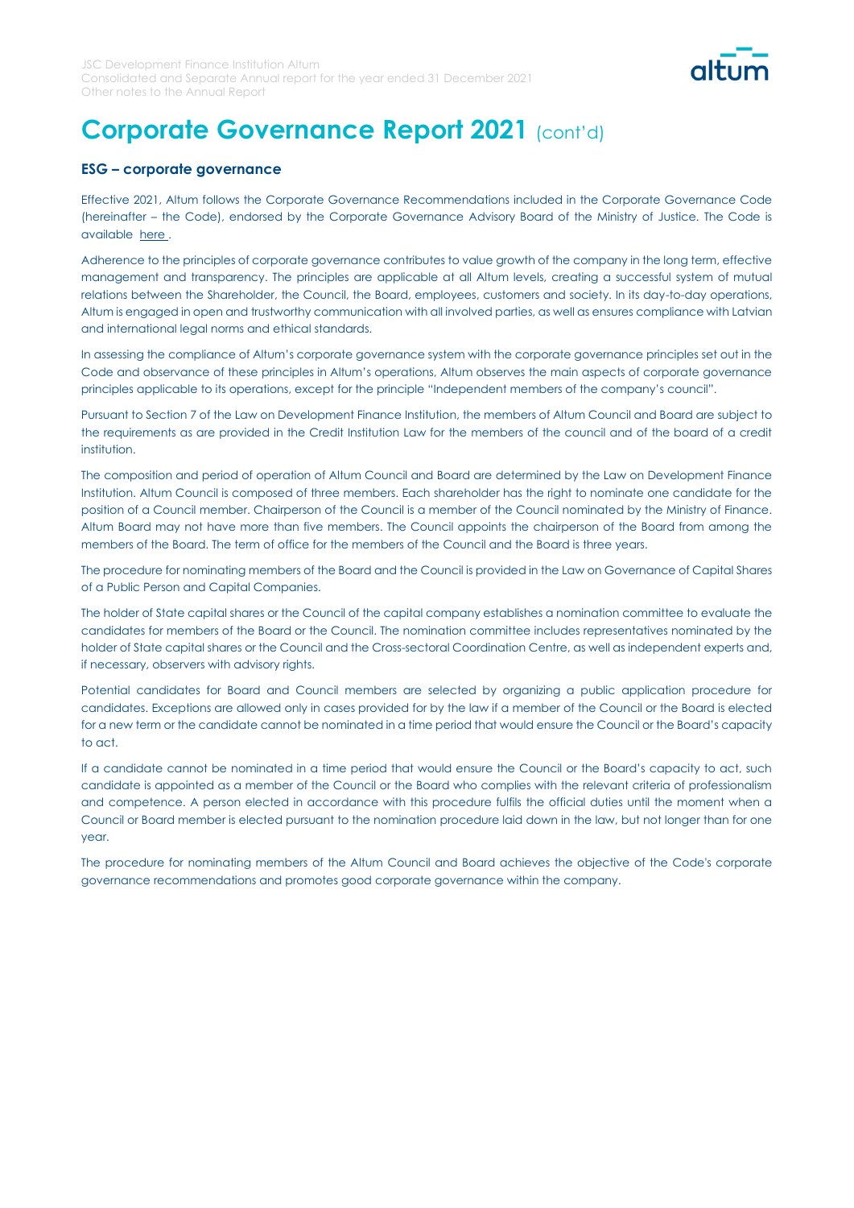# Corporate Governance Report 2021 (cont'd)

### ESG – corporate governance

Effective 2021, Altum follows the Corporate Governance Recommendations included in the Corporate Governance Code (hereinafter – the Code), endorsed by the Corporate Governance Advisory Board of the Ministry of Justice. The Code is available here.

Adherence to the principles of corporate governance contributes to value growth of the company in the long term, effective management and transparency. The principles are applicable at all Altum levels, creating a successful system of mutual relations between the Shareholder, the Council, the Board, employees, customers and society. In its day-to-day operations, Altum is engaged in open and trustworthy communication with all involved parties, as well as ensures compliance with Latvian and international legal norms and ethical standards.

In assessing the compliance of Altum's corporate governance system with the corporate governance principles set out in the Code and observance of these principles in Altum's operations, Altum observes the main aspects of corporate governance principles applicable to its operations, except for the principle "Independent members of the company's council".

Pursuant to Section 7 of the Law on Development Finance Institution, the members of Altum Council and Board are subject to the requirements as are provided in the Credit Institution Law for the members of the council and of the board of a credit institution.

The composition and period of operation of Altum Council and Board are determined by the Law on Development Finance Institution. Altum Council is composed of three members. Each shareholder has the right to nominate one candidate for the position of a Council member. Chairperson of the Council is a member of the Council nominated by the Ministry of Finance. Altum Board may not have more than five members. The Council appoints the chairperson of the Board from among the members of the Board. The term of office for the members of the Council and the Board is three years.

The procedure for nominating members of the Board and the Council is provided in the Law on Governance of Capital Shares of a Public Person and Capital Companies.

The holder of State capital shares or the Council of the capital company establishes a nomination committee to evaluate the candidates for members of the Board or the Council. The nomination committee includes representatives nominated by the holder of State capital shares or the Council and the Cross-sectoral Coordination Centre, as well as independent experts and, if necessary, observers with advisory rights.

Potential candidates for Board and Council members are selected by organizing a public application procedure for candidates. Exceptions are allowed only in cases provided for by the law if a member of the Council or the Board is elected for a new term or the candidate cannot be nominated in a time period that would ensure the Council or the Board's capacity to act.

If a candidate cannot be nominated in a time period that would ensure the Council or the Board's capacity to act, such candidate is appointed as a member of the Council or the Board who complies with the relevant criteria of professionalism and competence. A person elected in accordance with this procedure fulfils the official duties until the moment when a Council or Board member is elected pursuant to the nomination procedure laid down in the law, but not longer than for one year.

The procedure for nominating members of the Altum Council and Board achieves the objective of the Code's corporate governance recommendations and promotes good corporate governance within the company.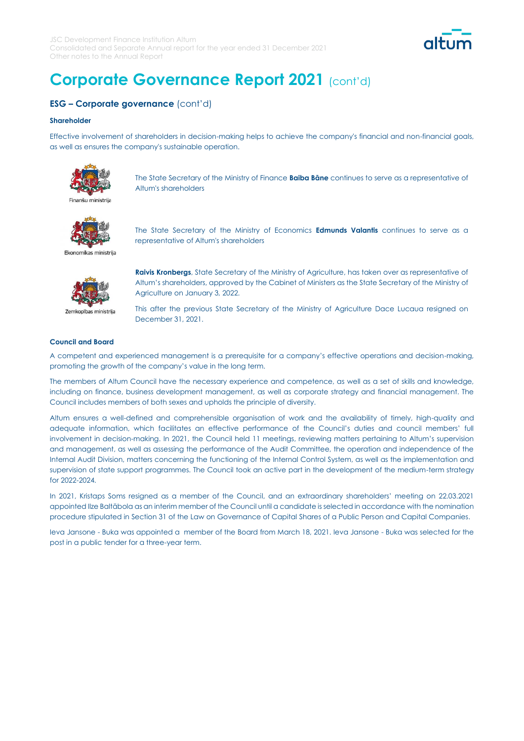# Corporate Governance Report 2021 (cont'd)

## ESG – Corporate governance (cont'd)

### Shareholder

Effective involvement of shareholders in decision-making helps to achieve the company's financial and non-financial goals, as well as ensures the company's sustainable operation.

Finanšu ministrija

The State Secretary of the Ministry of Finance **Baiba Bāne** continues to serve as a representative of Altum's shareholders

Ekonomikas ministrija

The State Secretary of the Ministry of Economics **Edmunds Valantis** continues to serve as a representative of Altum's shareholders

Zemkopības ministrija

**Raivis Kronbergs**, State Secretary of the Ministry of Agriculture, has taken over as representative of Altum's shareholders, approved by the Cabinet of Ministers as the State Secretary of the Ministry of Agriculture on January 3, 2022.

This after the previous State Secretary of the Ministry of Agriculture Dace Lucaua resigned on December 31, 2021.

### Council and Board

A competent and experienced management is a prerequisite for a company's effective operations and decision-making, promoting the growth of the company's value in the long term.

The members of Altum Council have the necessary experience and competence, as well as a set of skills and knowledge, including on finance, business development management, as well as corporate strategy and financial management. The Council includes members of both sexes and upholds the principle of diversity.

Altum ensures a well-defined and comprehensible organisation of work and the availability of timely, high-quality and adequate information, which facilitates an effective performance of the Council's duties and council members' full involvement in decision-making. In 2021, the Council held 11 meetings, reviewing matters pertaining to Altum's supervision and management, as well as assessing the performance of the Audit Committee, the operation and independence of the Internal Audit Division, matters concerning the functioning of the Internal Control System, as well as the implementation and supervision of state support programmes. The Council took an active part in the development of the medium-term strategy for 2022-2024.

In 2021, Kristaps Soms resigned as a member of the Council, and an extraordinary shareholders' meeting on 22.03.2021 appointed Ilze Baltābola as an interim member of the Council until a candidate is selected in accordance with the nomination procedure stipulated in Section 31 of the Law on Governance of Capital Shares of a Public Person and Capital Companies.

Ieva Jansone - Buka was appointed a member of the Board from March 18, 2021. Ieva Jansone - Buka was selected for the post in a public tender for a three-year term.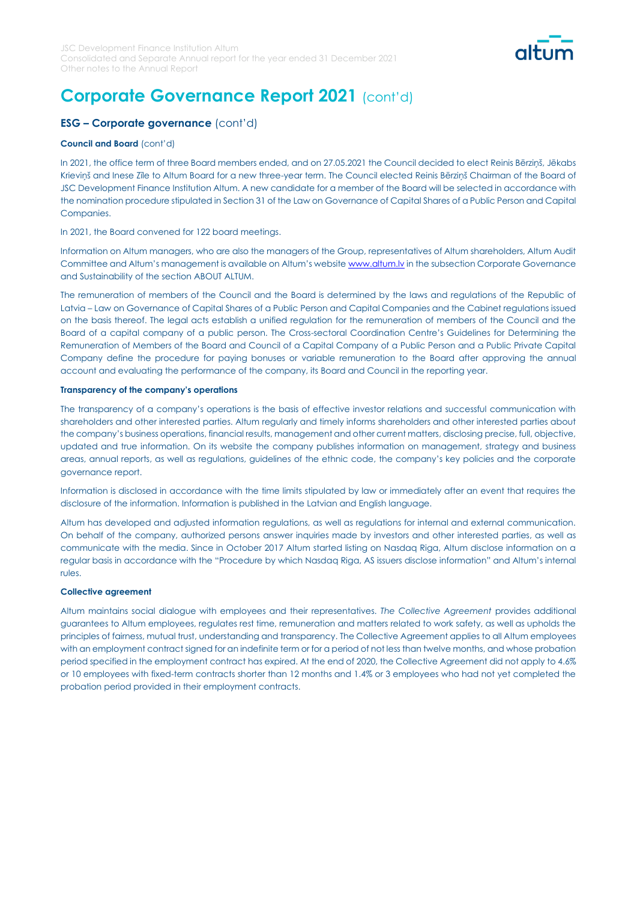# Corporate Governance Report 2021 (cont'd)

## ESG – Corporate governance (cont'd)

**Council and Board** (cont'd)

In 2021, the office term of three Board members ended, and on 27.05.2021 the Council decided to elect Reinis Bērziņš, Jēkabs Krieviņš and Inese Zīle to Altum Board for a new three-year term. The Council elected Reinis Bērziņš Chairman of the Board of JSC Development Finance Institution Altum. A new candidate for a member of the Board will be selected in accordance with the nomination procedure stipulated in Section 31 of the Law on Governance of Capital Shares of a Public Person and Capital Companies.

In 2021, the Board convened for 122 board meetings.

Information on Altum managers, who are also the managers of the Group, representatives of Altum shareholders, Altum Audit Committee and Altum's management is available on Altum's website www.altum.lv in the subsection Corporate Governance and Sustainability of the section ABOUT ALTUM.

The remuneration of members of the Council and the Board is determined by the laws and regulations of the Republic of Latvia – Law on Governance of Capital Shares of a Public Person and Capital Companies and the Cabinet regulations issued on the basis thereof. The legal acts establish a unified regulation for the remuneration of members of the Council and the Board of a capital company of a public person. The Cross-sectoral Coordination Centre's Guidelines for Determining the Remuneration of Members of the Board and Council of a Capital Company of a Public Person and a Public Private Capital Company define the procedure for paying bonuses or variable remuneration to the Board after approving the annual account and evaluating the performance of the company, its Board and Council in the reporting year.

**Transparency of the company's operations**

The transparency of a company's operations is the basis of effective investor relations and successful communication with shareholders and other interested parties. Altum regularly and timely informs shareholders and other interested parties about the company's business operations, financial results, management and other current matters, disclosing precise, full, objective, updated and true information. On its website the company publishes information on management, strategy and business areas, annual reports, as well as regulations, guidelines of the ethnic code, the company's key policies and the corporate governance report.

Information is disclosed in accordance with the time limits stipulated by law or immediately after an event that requires the disclosure of the information. Information is published in the Latvian and English language.

Altum has developed and adjusted information regulations, as well as regulations for internal and external communication. On behalf of the company, authorized persons answer inquiries made by investors and other interested parties, as well as communicate with the media. Since in October 2017 Altum started listing on Nasdaq Riga, Altum disclose information on a regular basis in accordance with the "Procedure by which Nasdaq Riga, AS issuers disclose information" and Altum's internal rules.

**Collective agreement**

Altum maintains social dialogue with employees and their representatives. *The Collective Agreement* provides additional guarantees to Altum employees, regulates rest time, remuneration and matters related to work safety, as well as upholds the principles of fairness, mutual trust, understanding and transparency. The Collective Agreement applies to all Altum employees with an employment contract signed for an indefinite term or for a period of not less than twelve months, and whose probation period specified in the employment contract has expired. At the end of 2020, the Collective Agreement did not apply to 4.6% or 10 employees with fixed-term contracts shorter than 12 months and 1.4% or 3 employees who had not yet completed the probation period provided in their employment contracts.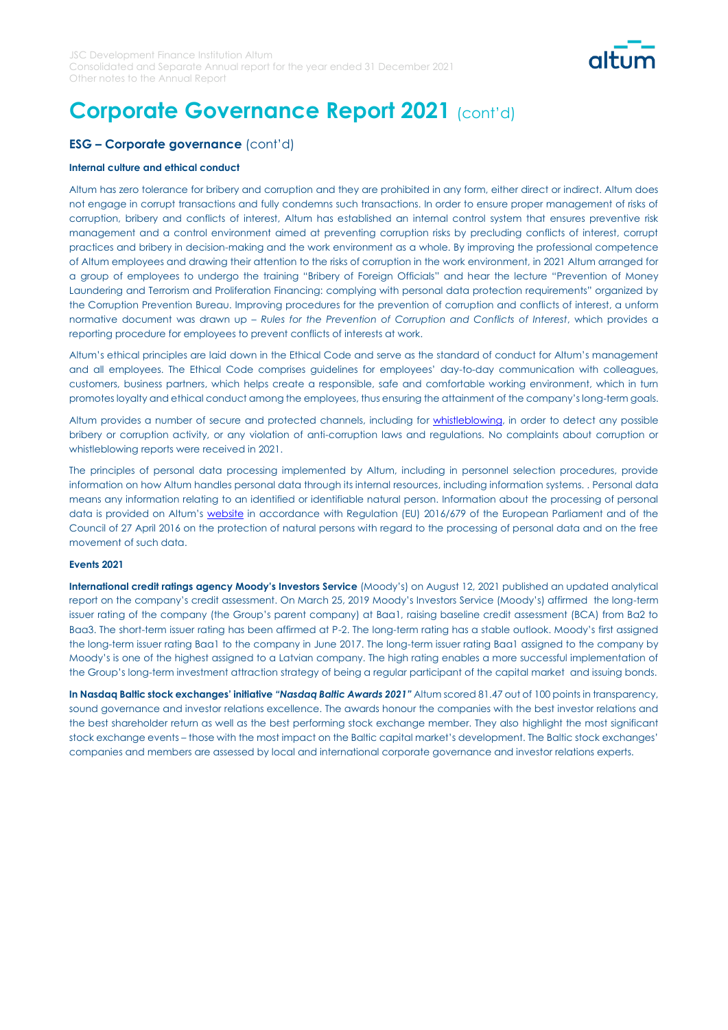# Corporate Governance Report 2021 (cont'd)

## ESG – Corporate governance (cont'd)

**Internal culture and ethical conduct**

Altum has zero tolerance for bribery and corruption and they are prohibited in any form, either direct or indirect. Altum does not engage in corrupt transactions and fully condemns such transactions. In order to ensure proper management of risks of corruption, bribery and conflicts of interest, Altum has established an internal control system that ensures preventive risk management and a control environment aimed at preventing corruption risks by precluding conflicts of interest, corrupt practices and bribery in decision-making and the work environment as a whole. By improving the professional competence of Altum employees and drawing their attention to the risks of corruption in the work environment, in 2021 Altum arranged for a group of employees to undergo the training "Bribery of Foreign Officials" and hear the lecture "Prevention of Money Laundering and Terrorism and Proliferation Financing: complying with personal data protection requirements" organized by the Corruption Prevention Bureau. Improving procedures for the prevention of corruption and conflicts of interest, a unform normative document was drawn up – *Rules for the Prevention of Corruption and Conflicts of Interest*, which provides a reporting procedure for employees to prevent conflicts of interests at work.

Altum's ethical principles are laid down in the Ethical Code and serve as the standard of conduct for Altum's management and all employees. The Ethical Code comprises guidelines for employees' day-to-day communication with colleagues, customers, business partners, which helps create a responsible, safe and comfortable working environment, which in turn promotes loyalty and ethical conduct among the employees, thus ensuring the attainment of the company's long-term goals.

Altum provides a number of secure and protected channels, including for whistleblowing, in order to detect any possible bribery or corruption activity, or any violation of anti-corruption laws and regulations. No complaints about corruption or whistleblowing reports were received in 2021.

The principles of personal data processing implemented by Altum, including in personnel selection procedures, provide information on how Altum handles personal data through its internal resources, including information systems. . Personal data means any information relating to an identified or identifiable natural person. Information about the processing of personal data is provided on Altum's website in accordance with Regulation (EU) 2016/679 of the European Parliament and of the Council of 27 April 2016 on the protection of natural persons with regard to the processing of personal data and on the free movement of such data.

**Events 2021**

**International credit ratings agency Moody's Investors Service** (Moody's) on August 12, 2021 published an updated analytical report on the company's credit assessment. On March 25, 2019 Moody's Investors Service (Moody's) affirmed the long-term issuer rating of the company (the Group's parent company) at Baa1, raising baseline credit assessment (BCA) from Ba2 to Baa3. The short-term issuer rating has been affirmed at P-2. The long-term rating has a stable outlook. Moody's first assigned the long-term issuer rating Baa1 to the company in June 2017. The long-term issuer rating Baa1 assigned to the company by Moody's is one of the highest assigned to a Latvian company. The high rating enables a more successful implementation of the Group's long-term investment attraction strategy of being a regular participant of the capital market and issuing bonds.

**In Nasdaq Baltic stock exchanges' initiative *"Nasdaq Baltic Awards 2021"*** Altum scored 81.47 out of 100 points in transparency, sound governance and investor relations excellence. The awards honour the companies with the best investor relations and the best shareholder return as well as the best performing stock exchange member. They also highlight the most significant stock exchange events – those with the most impact on the Baltic capital market's development. The Baltic stock exchanges' companies and members are assessed by local and international corporate governance and investor relations experts.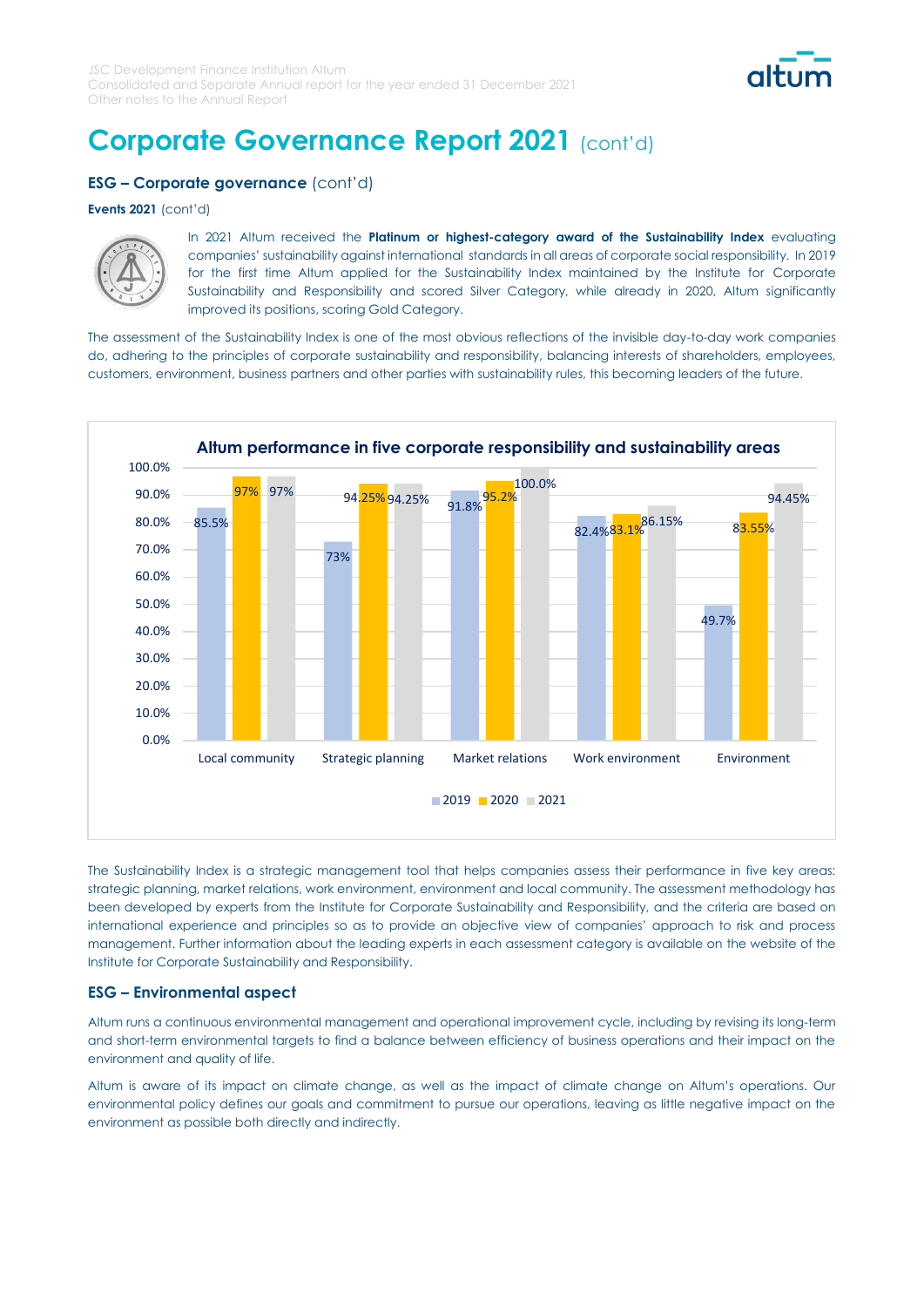# Corporate Governance Report 2021 (cont'd)

## ESG – Corporate governance (cont'd)

**Events 2021** (cont'd)

In 2021 Altum received the **Platinum or highest-category award of the Sustainability Index** evaluating companies' sustainability against international standards in all areas of corporate social responsibility. In 2019 for the first time Altum applied for the Sustainability Index maintained by the Institute for Corporate Sustainability and Responsibility and scored Silver Category, while already in 2020, Altum significantly improved its positions, scoring Gold Category.

The assessment of the Sustainability Index is one of the most obvious reflections of the invisible day-to-day work companies do, adhering to the principles of corporate sustainability and responsibility, balancing interests of shareholders, employees, customers, environment, business partners and other parties with sustainability rules, this becoming leaders of the future.

**Altum performance in five corporate responsibility and sustainability areas**

| | 2019 | 2020 | 2021 |
|---|---|---|---|
| Local community | 85.5% | 97% | 97% |
| Strategic planning | 73% | 94.25% | 94.25% |
| Market relations | 91.8% | 95.2% | 100.0% |
| Work environment | 82.4% | 83.1% | 86.15% |
| Environment | 49.7% | 83.55% | 94.45% |

The Sustainability Index is a strategic management tool that helps companies assess their performance in five key areas: strategic planning, market relations, work environment, environment and local community. The assessment methodology has been developed by experts from the Institute for Corporate Sustainability and Responsibility, and the criteria are based on international experience and principles so as to provide an objective view of companies' approach to risk and process management. Further information about the leading experts in each assessment category is available on the website of the Institute for Corporate Sustainability and Responsibility.

## ESG – Environmental aspect

Altum runs a continuous environmental management and operational improvement cycle, including by revising its long-term and short-term environmental targets to find a balance between efficiency of business operations and their impact on the environment and quality of life.

Altum is aware of its impact on climate change, as well as the impact of climate change on Altum's operations. Our environmental policy defines our goals and commitment to pursue our operations, leaving as little negative impact on the environment as possible both directly and indirectly.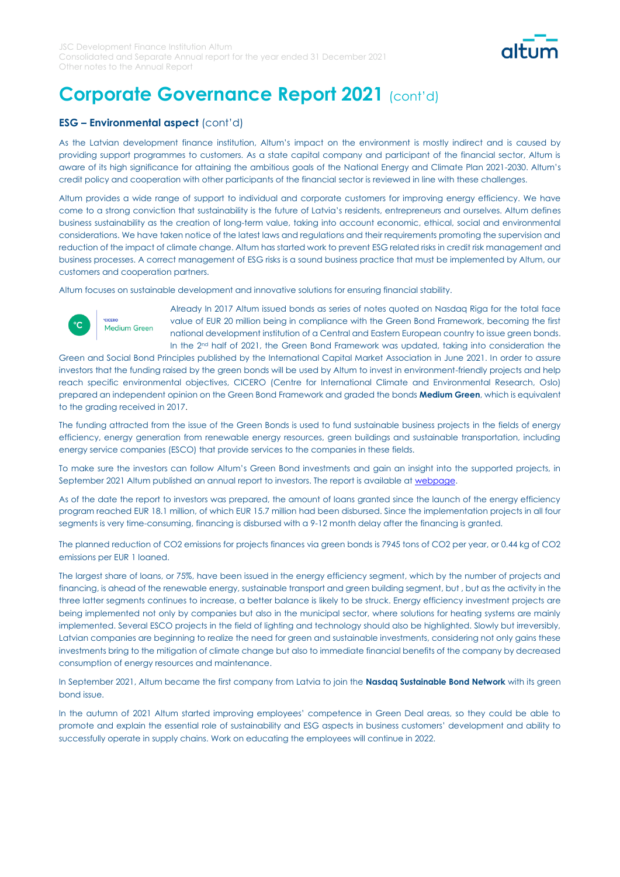# Corporate Governance Report 2021 (cont'd)

## ESG – Environmental aspect (cont'd)

As the Latvian development finance institution, Altum's impact on the environment is mostly indirect and is caused by providing support programmes to customers. As a state capital company and participant of the financial sector, Altum is aware of its high significance for attaining the ambitious goals of the National Energy and Climate Plan 2021-2030. Altum's credit policy and cooperation with other participants of the financial sector is reviewed in line with these challenges.

Altum provides a wide range of support to individual and corporate customers for improving energy efficiency. We have come to a strong conviction that sustainability is the future of Latvia's residents, entrepreneurs and ourselves. Altum defines business sustainability as the creation of long-term value, taking into account economic, ethical, social and environmental considerations. We have taken notice of the latest laws and regulations and their requirements promoting the supervision and reduction of the impact of climate change. Altum has started work to prevent ESG related risks in credit risk management and business processes. A correct management of ESG risks is a sound business practice that must be implemented by Altum, our customers and cooperation partners.

Altum focuses on sustainable development and innovative solutions for ensuring financial stability.

°C CICERO Medium Green

Already In 2017 Altum issued bonds as series of notes quoted on Nasdaq Riga for the total face value of EUR 20 million being in compliance with the Green Bond Framework, becoming the first national development institution of a Central and Eastern European country to issue green bonds. In the 2nd half of 2021, the Green Bond Framework was updated, taking into consideration the Green and Social Bond Principles published by the International Capital Market Association in June 2021. In order to assure investors that the funding raised by the green bonds will be used by Altum to invest in environment-friendly projects and help reach specific environmental objectives, CICERO (Centre for International Climate and Environmental Research, Oslo) prepared an independent opinion on the Green Bond Framework and graded the bonds **Medium Green**, which is equivalent to the grading received in 2017.

The funding attracted from the issue of the Green Bonds is used to fund sustainable business projects in the fields of energy efficiency, energy generation from renewable energy resources, green buildings and sustainable transportation, including energy service companies (ESCO) that provide services to the companies in these fields.

To make sure the investors can follow Altum's Green Bond investments and gain an insight into the supported projects, in September 2021 Altum published an annual report to investors. The report is available at [webpage](webpage).

As of the date the report to investors was prepared, the amount of loans granted since the launch of the energy efficiency program reached EUR 18.1 million, of which EUR 15.7 million had been disbursed. Since the implementation projects in all four segments is very time-consuming, financing is disbursed with a 9-12 month delay after the financing is granted.

The planned reduction of $CO_2$ emissions for projects finances via green bonds is 7945 tons of $CO_2$ per year, or 0.44 kg of $CO_2$ emissions per EUR 1 loaned.

The largest share of loans, or 75%, have been issued in the energy efficiency segment, which by the number of projects and financing, is ahead of the renewable energy, sustainable transport and green building segment, but , but as the activity in the three latter segments continues to increase, a better balance is likely to be struck. Energy efficiency investment projects are being implemented not only by companies but also in the municipal sector, where solutions for heating systems are mainly implemented. Several ESCO projects in the field of lighting and technology should also be highlighted. Slowly but irreversibly, Latvian companies are beginning to realize the need for green and sustainable investments, considering not only gains these investments bring to the mitigation of climate change but also to immediate financial benefits of the company by decreased consumption of energy resources and maintenance.

In September 2021, Altum became the first company from Latvia to join the **Nasdaq Sustainable Bond Network** with its green bond issue.

In the autumn of 2021 Altum started improving employees' competence in Green Deal areas, so they could be able to promote and explain the essential role of sustainability and ESG aspects in business customers' development and ability to successfully operate in supply chains. Work on educating the employees will continue in 2022.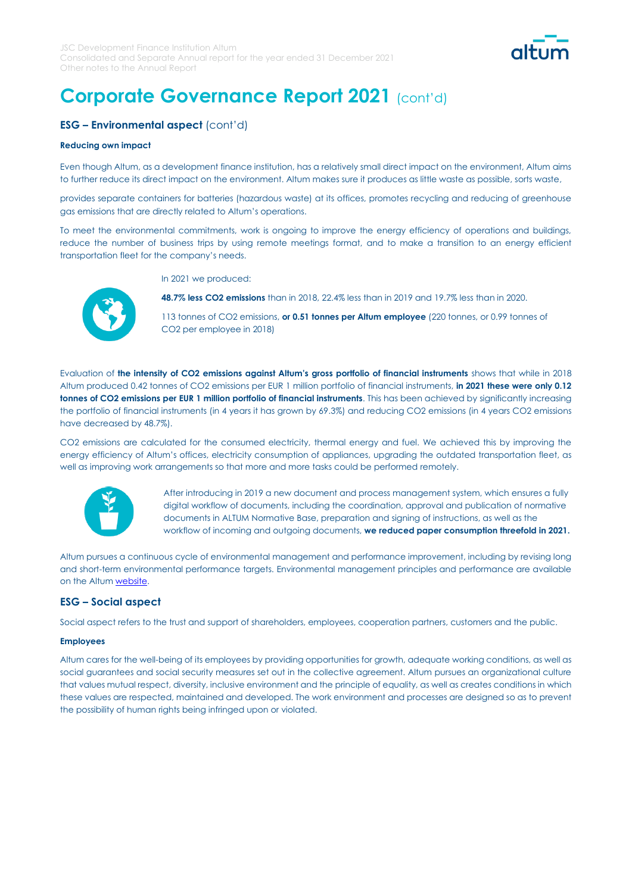# Corporate Governance Report 2021 (cont'd)

## ESG – Environmental aspect (cont'd)

#### Reducing own impact

Even though Altum, as a development finance institution, has a relatively small direct impact on the environment, Altum aims to further reduce its direct impact on the environment. Altum makes sure it produces as little waste as possible, sorts waste,

provides separate containers for batteries (hazardous waste) at its offices, promotes recycling and reducing of greenhouse gas emissions that are directly related to Altum's operations.

To meet the environmental commitments, work is ongoing to improve the energy efficiency of operations and buildings, reduce the number of business trips by using remote meetings format, and to make a transition to an energy efficient transportation fleet for the company's needs.

In 2021 we produced:

**48.7% less $CO_2$ emissions** than in 2018, 22.4% less than in 2019 and 19.7% less than in 2020.

113 tonnes of $CO_2$ emissions, **or 0.51 tonnes per Altum employee** (220 tonnes, or 0.99 tonnes of $CO_2$ per employee in 2018)

Evaluation of **the intensity of $CO_2$ emissions against Altum's gross portfolio of financial instruments** shows that while in 2018 Altum produced 0.42 tonnes of $CO_2$ emissions per EUR 1 million portfolio of financial instruments, **in 2021 these were only 0.12 tonnes of $CO_2$ emissions per EUR 1 million portfolio of financial instruments**. This has been achieved by significantly increasing the portfolio of financial instruments (in 4 years it has grown by 69.3%) and reducing $CO_2$ emissions (in 4 years $CO_2$ emissions have decreased by 48.7%).

$CO_2$ emissions are calculated for the consumed electricity, thermal energy and fuel. We achieved this by improving the energy efficiency of Altum's offices, electricity consumption of appliances, upgrading the outdated transportation fleet, as well as improving work arrangements so that more and more tasks could be performed remotely.

After introducing in 2019 a new document and process management system, which ensures a fully digital workflow of documents, including the coordination, approval and publication of normative documents in ALTUM Normative Base, preparation and signing of instructions, as well as the workflow of incoming and outgoing documents, **we reduced paper consumption threefold in 2021.**

Altum pursues a continuous cycle of environmental management and performance improvement, including by revising long and short-term environmental performance targets. Environmental management principles and performance are available on the Altum website.

## ESG – Social aspect

Social aspect refers to the trust and support of shareholders, employees, cooperation partners, customers and the public.

#### Employees

Altum cares for the well-being of its employees by providing opportunities for growth, adequate working conditions, as well as social guarantees and social security measures set out in the collective agreement. Altum pursues an organizational culture that values mutual respect, diversity, inclusive environment and the principle of equality, as well as creates conditions in which these values are respected, maintained and developed. The work environment and processes are designed so as to prevent the possibility of human rights being infringed upon or violated.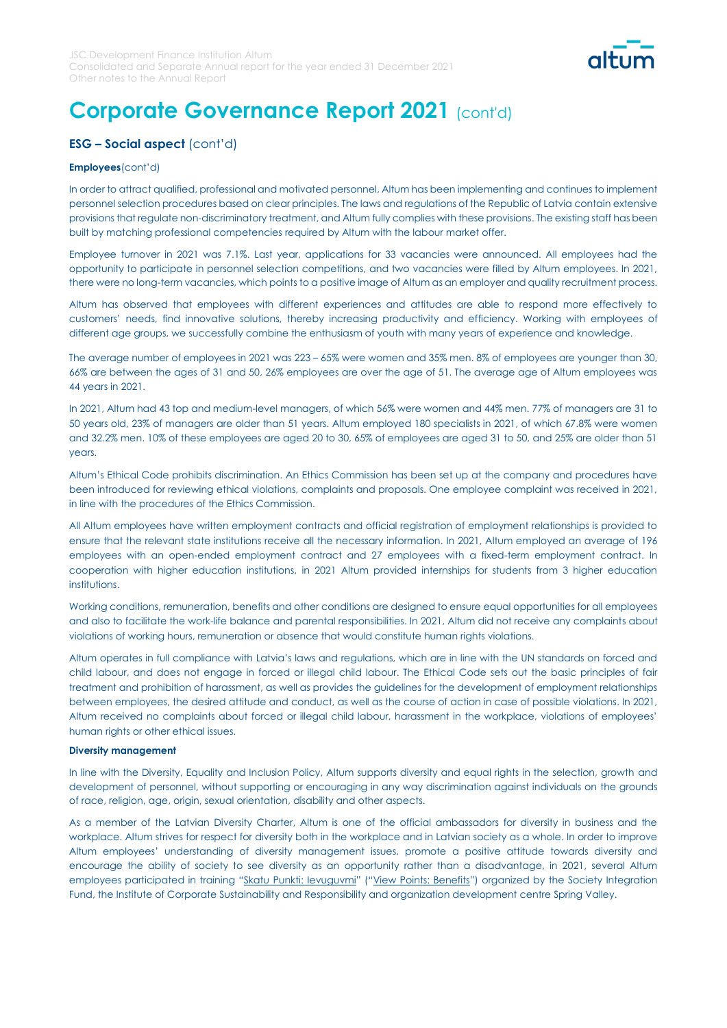# Corporate Governance Report 2021 (cont'd)

## ESG – Social aspect (cont'd)

**Employees**(cont'd)

In order to attract qualified, professional and motivated personnel, Altum has been implementing and continues to implement personnel selection procedures based on clear principles. The laws and regulations of the Republic of Latvia contain extensive provisions that regulate non-discriminatory treatment, and Altum fully complies with these provisions. The existing staff has been built by matching professional competencies required by Altum with the labour market offer.

Employee turnover in 2021 was 7.1%. Last year, applications for 33 vacancies were announced. All employees had the opportunity to participate in personnel selection competitions, and two vacancies were filled by Altum employees. In 2021, there were no long-term vacancies, which points to a positive image of Altum as an employer and quality recruitment process.

Altum has observed that employees with different experiences and attitudes are able to respond more effectively to customers' needs, find innovative solutions, thereby increasing productivity and efficiency. Working with employees of different age groups, we successfully combine the enthusiasm of youth with many years of experience and knowledge.

The average number of employees in 2021 was 223 – 65% were women and 35% men. 8% of employees are younger than 30, 66% are between the ages of 31 and 50, 26% employees are over the age of 51. The average age of Altum employees was 44 years in 2021.

In 2021, Altum had 43 top and medium-level managers, of which 56% were women and 44% men. 77% of managers are 31 to 50 years old, 23% of managers are older than 51 years. Altum employed 180 specialists in 2021, of which 67.8% were women and 32.2% men. 10% of these employees are aged 20 to 30, 65% of employees are aged 31 to 50, and 25% are older than 51 years.

Altum's Ethical Code prohibits discrimination. An Ethics Commission has been set up at the company and procedures have been introduced for reviewing ethical violations, complaints and proposals. One employee complaint was received in 2021, in line with the procedures of the Ethics Commission.

All Altum employees have written employment contracts and official registration of employment relationships is provided to ensure that the relevant state institutions receive all the necessary information. In 2021, Altum employed an average of 196 employees with an open-ended employment contract and 27 employees with a fixed-term employment contract. In cooperation with higher education institutions, in 2021 Altum provided internships for students from 3 higher education institutions.

Working conditions, remuneration, benefits and other conditions are designed to ensure equal opportunities for all employees and also to facilitate the work-life balance and parental responsibilities. In 2021, Altum did not receive any complaints about violations of working hours, remuneration or absence that would constitute human rights violations.

Altum operates in full compliance with Latvia's laws and regulations, which are in line with the UN standards on forced and child labour, and does not engage in forced or illegal child labour. The Ethical Code sets out the basic principles of fair treatment and prohibition of harassment, as well as provides the guidelines for the development of employment relationships between employees, the desired attitude and conduct, as well as the course of action in case of possible violations. In 2021, Altum received no complaints about forced or illegal child labour, harassment in the workplace, violations of employees' human rights or other ethical issues.

**Diversity management**

In line with the Diversity, Equality and Inclusion Policy, Altum supports diversity and equal rights in the selection, growth and development of personnel, without supporting or encouraging in any way discrimination against individuals on the grounds of race, religion, age, origin, sexual orientation, disability and other aspects.

As a member of the Latvian Diversity Charter, Altum is one of the official ambassadors for diversity in business and the workplace. Altum strives for respect for diversity both in the workplace and in Latvian society as a whole. In order to improve Altum employees' understanding of diversity management issues, promote a positive attitude towards diversity and encourage the ability of society to see diversity as an opportunity rather than a disadvantage, in 2021, several Altum employees participated in training "Skatu Punkti: Ieguvumi" ("View Points: Benefits") organized by the Society Integration Fund, the Institute of Corporate Sustainability and Responsibility and organization development centre Spring Valley.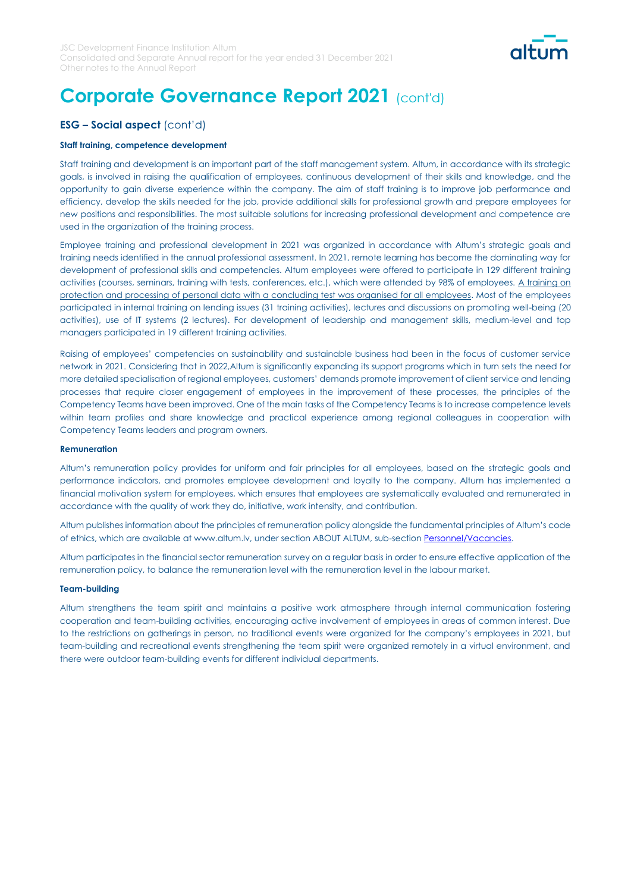# Corporate Governance Report 2021 (cont'd)

## ESG – Social aspect (cont'd)

#### Staff training, competence development

Staff training and development is an important part of the staff management system. Altum, in accordance with its strategic goals, is involved in raising the qualification of employees, continuous development of their skills and knowledge, and the opportunity to gain diverse experience within the company. The aim of staff training is to improve job performance and efficiency, develop the skills needed for the job, provide additional skills for professional growth and prepare employees for new positions and responsibilities. The most suitable solutions for increasing professional development and competence are used in the organization of the training process.

Employee training and professional development in 2021 was organized in accordance with Altum's strategic goals and training needs identified in the annual professional assessment. In 2021, remote learning has become the dominating way for development of professional skills and competencies. Altum employees were offered to participate in 129 different training activities (courses, seminars, training with tests, conferences, etc.), which were attended by 98% of employees. A training on protection and processing of personal data with a concluding test was organised for all employees. Most of the employees participated in internal training on lending issues (31 training activities), lectures and discussions on promoting well-being (20 activities), use of IT systems (2 lectures). For development of leadership and management skills, medium-level and top managers participated in 19 different training activities.

Raising of employees' competencies on sustainability and sustainable business had been in the focus of customer service network in 2021. Considering that in 2022,Altum is significantly expanding its support programs which in turn sets the need for more detailed specialisation of regional employees, customers' demands promote improvement of client service and lending processes that require closer engagement of employees in the improvement of these processes, the principles of the Competency Teams have been improved. One of the main tasks of the Competency Teams is to increase competence levels within team profiles and share knowledge and practical experience among regional colleagues in cooperation with Competency Teams leaders and program owners.

#### Remuneration

Altum's remuneration policy provides for uniform and fair principles for all employees, based on the strategic goals and performance indicators, and promotes employee development and loyalty to the company. Altum has implemented a financial motivation system for employees, which ensures that employees are systematically evaluated and remunerated in accordance with the quality of work they do, initiative, work intensity, and contribution.

Altum publishes information about the principles of remuneration policy alongside the fundamental principles of Altum's code of ethics, which are available at www.altum.lv, under section ABOUT ALTUM, sub-section Personnel/Vacancies.

Altum participates in the financial sector remuneration survey on a regular basis in order to ensure effective application of the remuneration policy, to balance the remuneration level with the remuneration level in the labour market.

#### Team-building

Altum strengthens the team spirit and maintains a positive work atmosphere through internal communication fostering cooperation and team-building activities, encouraging active involvement of employees in areas of common interest. Due to the restrictions on gatherings in person, no traditional events were organized for the company's employees in 2021, but team-building and recreational events strengthening the team spirit were organized remotely in a virtual environment, and there were outdoor team-building events for different individual departments.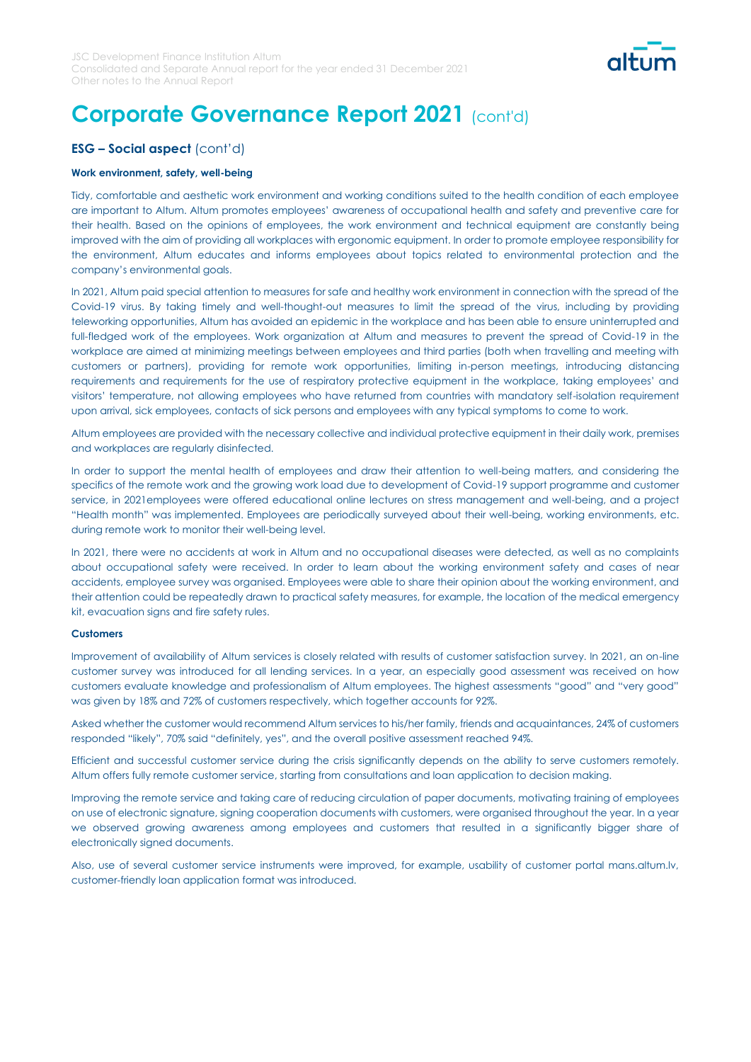# Corporate Governance Report 2021 (cont'd)

## ESG – Social aspect (cont'd)

#### Work environment, safety, well-being

Tidy, comfortable and aesthetic work environment and working conditions suited to the health condition of each employee are important to Altum. Altum promotes employees' awareness of occupational health and safety and preventive care for their health. Based on the opinions of employees, the work environment and technical equipment are constantly being improved with the aim of providing all workplaces with ergonomic equipment. In order to promote employee responsibility for the environment, Altum educates and informs employees about topics related to environmental protection and the company's environmental goals.

In 2021, Altum paid special attention to measures for safe and healthy work environment in connection with the spread of the Covid-19 virus. By taking timely and well-thought-out measures to limit the spread of the virus, including by providing teleworking opportunities, Altum has avoided an epidemic in the workplace and has been able to ensure uninterrupted and full-fledged work of the employees. Work organization at Altum and measures to prevent the spread of Covid-19 in the workplace are aimed at minimizing meetings between employees and third parties (both when travelling and meeting with customers or partners), providing for remote work opportunities, limiting in-person meetings, introducing distancing requirements and requirements for the use of respiratory protective equipment in the workplace, taking employees' and visitors' temperature, not allowing employees who have returned from countries with mandatory self-isolation requirement upon arrival, sick employees, contacts of sick persons and employees with any typical symptoms to come to work.

Altum employees are provided with the necessary collective and individual protective equipment in their daily work, premises and workplaces are regularly disinfected.

In order to support the mental health of employees and draw their attention to well-being matters, and considering the specifics of the remote work and the growing work load due to development of Covid-19 support programme and customer service, in 2021employees were offered educational online lectures on stress management and well-being, and a project "Health month" was implemented. Employees are periodically surveyed about their well-being, working environments, etc. during remote work to monitor their well-being level.

In 2021, there were no accidents at work in Altum and no occupational diseases were detected, as well as no complaints about occupational safety were received. In order to learn about the working environment safety and cases of near accidents, employee survey was organised. Employees were able to share their opinion about the working environment, and their attention could be repeatedly drawn to practical safety measures, for example, the location of the medical emergency kit, evacuation signs and fire safety rules.

#### Customers

Improvement of availability of Altum services is closely related with results of customer satisfaction survey. In 2021, an on-line customer survey was introduced for all lending services. In a year, an especially good assessment was received on how customers evaluate knowledge and professionalism of Altum employees. The highest assessments "good" and "very good" was given by 18% and 72% of customers respectively, which together accounts for 92%.

Asked whether the customer would recommend Altum services to his/her family, friends and acquaintances, 24% of customers responded "likely", 70% said "definitely, yes", and the overall positive assessment reached 94%.

Efficient and successful customer service during the crisis significantly depends on the ability to serve customers remotely. Altum offers fully remote customer service, starting from consultations and loan application to decision making.

Improving the remote service and taking care of reducing circulation of paper documents, motivating training of employees on use of electronic signature, signing cooperation documents with customers, were organised throughout the year. In a year we observed growing awareness among employees and customers that resulted in a significantly bigger share of electronically signed documents.

Also, use of several customer service instruments were improved, for example, usability of customer portal mans.altum.lv, customer-friendly loan application format was introduced.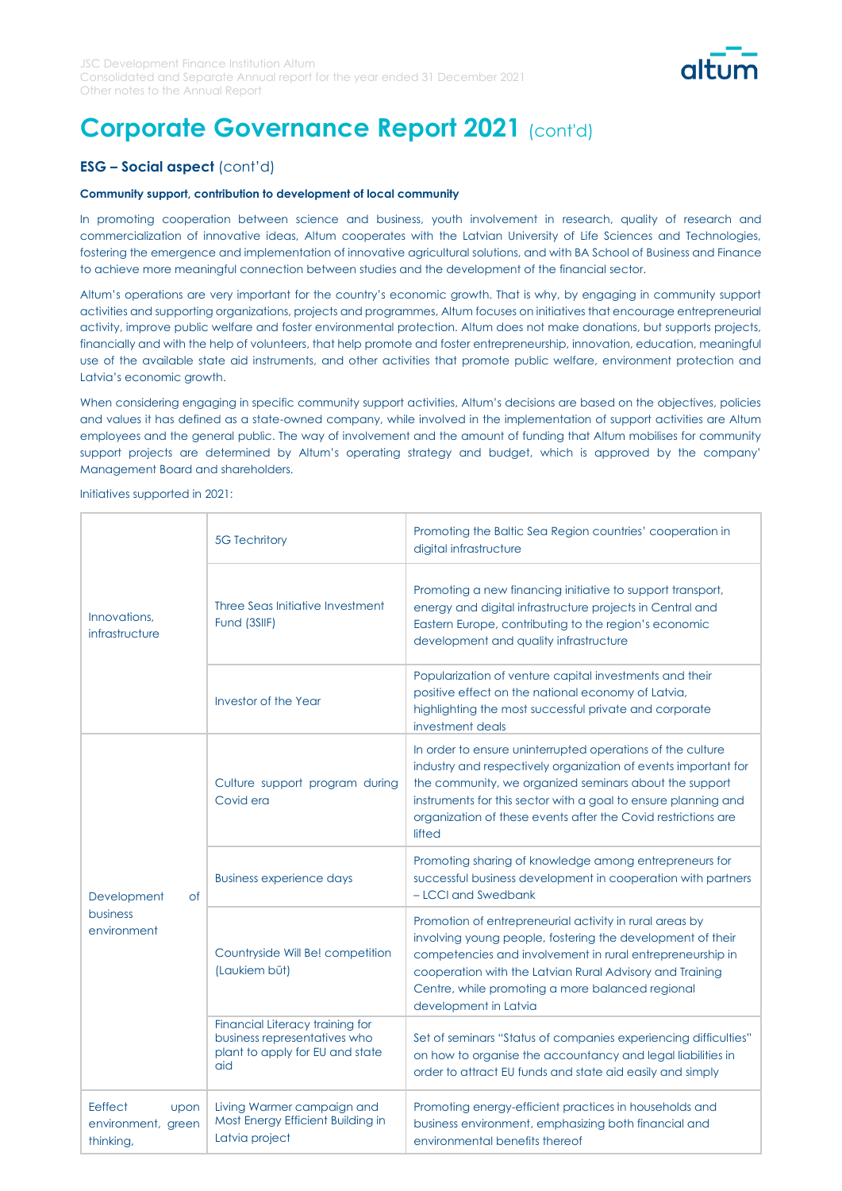# Corporate Governance Report 2021 (cont'd)

## ESG – Social aspect (cont'd)

### Community support, contribution to development of local community

In promoting cooperation between science and business, youth involvement in research, quality of research and commercialization of innovative ideas, Altum cooperates with the Latvian University of Life Sciences and Technologies, fostering the emergence and implementation of innovative agricultural solutions, and with BA School of Business and Finance to achieve more meaningful connection between studies and the development of the financial sector.

Altum's operations are very important for the country's economic growth. That is why, by engaging in community support activities and supporting organizations, projects and programmes, Altum focuses on initiatives that encourage entrepreneurial activity, improve public welfare and foster environmental protection. Altum does not make donations, but supports projects, financially and with the help of volunteers, that help promote and foster entrepreneurship, innovation, education, meaningful use of the available state aid instruments, and other activities that promote public welfare, environment protection and Latvia's economic growth.

When considering engaging in specific community support activities, Altum's decisions are based on the objectives, policies and values it has defined as a state-owned company, while involved in the implementation of support activities are Altum employees and the general public. The way of involvement and the amount of funding that Altum mobilises for community support projects are determined by Altum's operating strategy and budget, which is approved by the company' Management Board and shareholders.

Initiatives supported in 2021:

| | | |
|---|---|---|
| Innovations, infrastructure | 5G Techritory | Promoting the Baltic Sea Region countries' cooperation in digital infrastructure |
| | Three Seas Initiative Investment Fund (3SIIF) | Promoting a new financing initiative to support transport, energy and digital infrastructure projects in Central and Eastern Europe, contributing to the region's economic development and quality infrastructure |
| | Investor of the Year | Popularization of venture capital investments and their positive effect on the national economy of Latvia, highlighting the most successful private and corporate investment deals |
| Development of business environment | Culture support program during Covid era | In order to ensure uninterrupted operations of the culture industry and respectively organization of events important for the community, we organized seminars about the support instruments for this sector with a goal to ensure planning and organization of these events after the Covid restrictions are lifted |
| | Business experience days | Promoting sharing of knowledge among entrepreneurs for successful business development in cooperation with partners – LCCI and Swedbank |
| | Countryside Will Be! competition (Laukiem būt) | Promotion of entrepreneurial activity in rural areas by involving young people, fostering the development of their competencies and involvement in rural entrepreneurship in cooperation with the Latvian Rural Advisory and Training Centre, while promoting a more balanced regional development in Latvia |
| | Financial Literacy training for business representatives who plant to apply for EU and state aid | Set of seminars "Status of companies experiencing difficulties" on how to organise the accountancy and legal liabilities in order to attract EU funds and state aid easily and simply |
| Eeffect upon environment, green thinking, | Living Warmer campaign and Most Energy Efficient Building in Latvia project | Promoting energy-efficient practices in households and business environment, emphasizing both financial and environmental benefits thereof |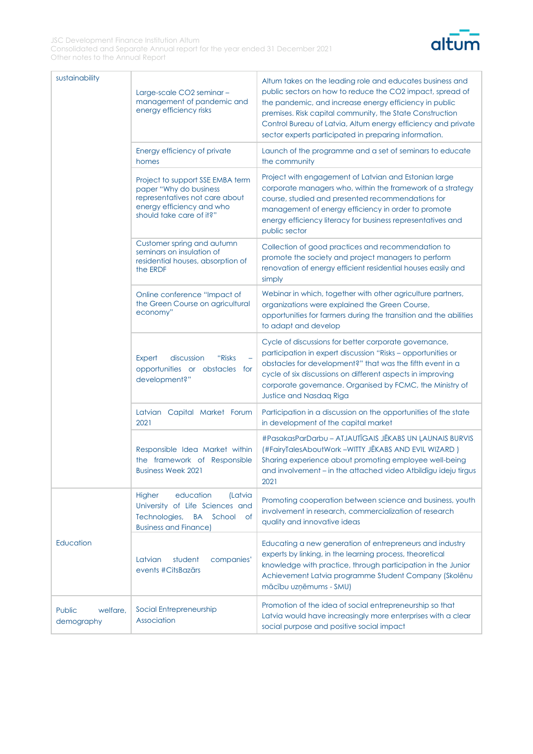| | | |
|---|---|---|
| sustainability | Large-scale $CO_2$ seminar – management of pandemic and energy efficiency risks | Altum takes on the leading role and educates business and public sectors on how to reduce the $CO_2$ impact, spread of the pandemic, and increase energy efficiency in public premises. Risk capital community, the State Construction Control Bureau of Latvia, Altum energy efficiency and private sector experts participated in preparing information. |
| | Energy efficiency of private homes | Launch of the programme and a set of seminars to educate the community |
| | Project to support SSE EMBA term paper "Why do business representatives not care about energy efficiency and who should take care of it?" | Project with engagement of Latvian and Estonian large corporate managers who, within the framework of a strategy course, studied and presented recommendations for management of energy efficiency in order to promote energy efficiency literacy for business representatives and public sector |
| | Customer spring and autumn seminars on insulation of residential houses, absorption of the ERDF | Collection of good practices and recommendation to promote the society and project managers to perform renovation of energy efficient residential houses easily and simply |
| | Online conference "Impact of the Green Course on agricultural economy" | Webinar in which, together with other agriculture partners, organizations were explained the Green Course, opportunities for farmers during the transition and the abilities to adapt and develop |
| | Expert discussion "Risks – opportunities or obstacles for development?" | Cycle of discussions for better corporate governance, participation in expert discussion "Risks – opportunities or obstacles for development?" that was the fifth event in a cycle of six discussions on different aspects in improving corporate governance. Organised by FCMC, the Ministry of Justice and Nasdaq Riga |
| | Latvian Capital Market Forum 2021 | Participation in a discussion on the opportunities of the state in development of the capital market |
| | Responsible Idea Market within the framework of Responsible Business Week 2021 | #PasakasParDarbu – ATJAUTĪGAIS JĒKABS UN ĻAUNAIS BURVIS (#FairyTalesAboutWork –WITTY JĒKABS AND EVIL WIZARD ) Sharing experience about promoting employee well-being and involvement – in the attached video Atbildīgu ideju tirgus 2021 |
| Education | Higher education (Latvia University of Life Sciences and Technologies, BA School of Business and Finance) | Promoting cooperation between science and business, youth involvement in research, commercialization of research quality and innovative ideas |
| | Latvian student companies' events #CitsBazārs | Educating a new generation of entrepreneurs and industry experts by linking, in the learning process, theoretical knowledge with practice, through participation in the Junior Achievement Latvia programme Student Company (Skolēnu mācību uzņēmums - SMU) |
| Public welfare, demography | Social Entrepreneurship Association | Promotion of the idea of social entrepreneurship so that Latvia would have increasingly more enterprises with a clear social purpose and positive social impact |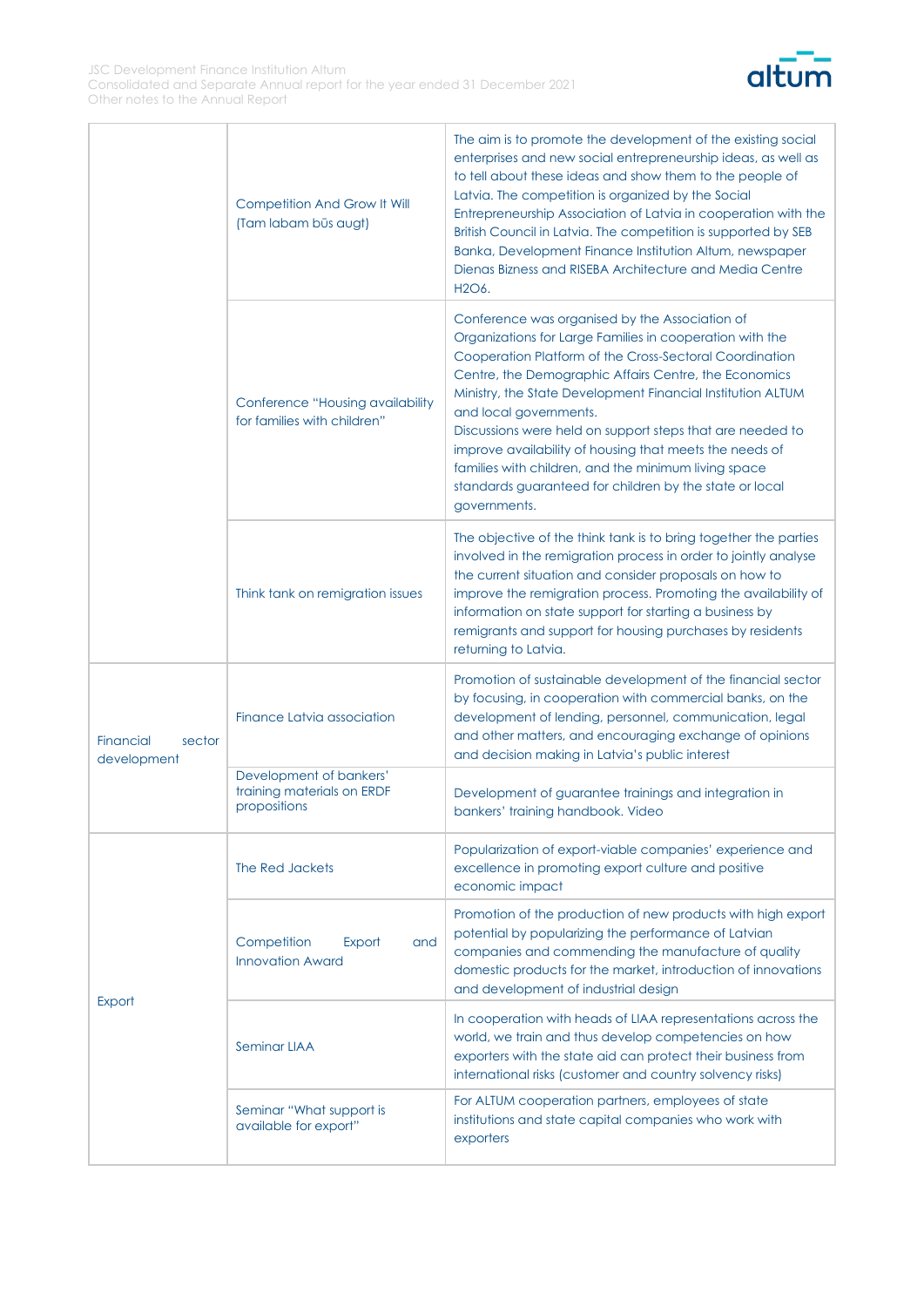| | | |
|---|---|---|
| | Competition And Grow It Will (Tam labam būs augt) | The aim is to promote the development of the existing social enterprises and new social entrepreneurship ideas, as well as to tell about these ideas and show them to the people of Latvia. The competition is organized by the Social Entrepreneurship Association of Latvia in cooperation with the British Council in Latvia. The competition is supported by SEB Banka, Development Finance Institution Altum, newspaper Dienas Bizness and RISEBA Architecture and Media Centre H2O6. |
| | Conference "Housing availability for families with children" | Conference was organised by the Association of Organizations for Large Families in cooperation with the Cooperation Platform of the Cross-Sectoral Coordination Centre, the Demographic Affairs Centre, the Economics Ministry, the State Development Financial Institution ALTUM and local governments.<br>Discussions were held on support steps that are needed to improve availability of housing that meets the needs of families with children, and the minimum living space standards guaranteed for children by the state or local governments. |
| | Think tank on remigration issues | The objective of the think tank is to bring together the parties involved in the remigration process in order to jointly analyse the current situation and consider proposals on how to improve the remigration process. Promoting the availability of information on state support for starting a business by remigrants and support for housing purchases by residents returning to Latvia. |
| Financial sector development | Finance Latvia association | Promotion of sustainable development of the financial sector by focusing, in cooperation with commercial banks, on the development of lending, personnel, communication, legal and other matters, and encouraging exchange of opinions and decision making in Latvia's public interest |
| | Development of bankers' training materials on ERDF propositions | Development of guarantee trainings and integration in bankers' training handbook. Video |
| Export | The Red Jackets | Popularization of export-viable companies' experience and excellence in promoting export culture and positive economic impact |
| | Competition Export and Innovation Award | Promotion of the production of new products with high export potential by popularizing the performance of Latvian companies and commending the manufacture of quality domestic products for the market, introduction of innovations and development of industrial design |
| | Seminar LIAA | In cooperation with heads of LIAA representations across the world, we train and thus develop competencies on how exporters with the state aid can protect their business from international risks (customer and country solvency risks) |
| | Seminar "What support is available for export" | For ALTUM cooperation partners, employees of state institutions and state capital companies who work with exporters |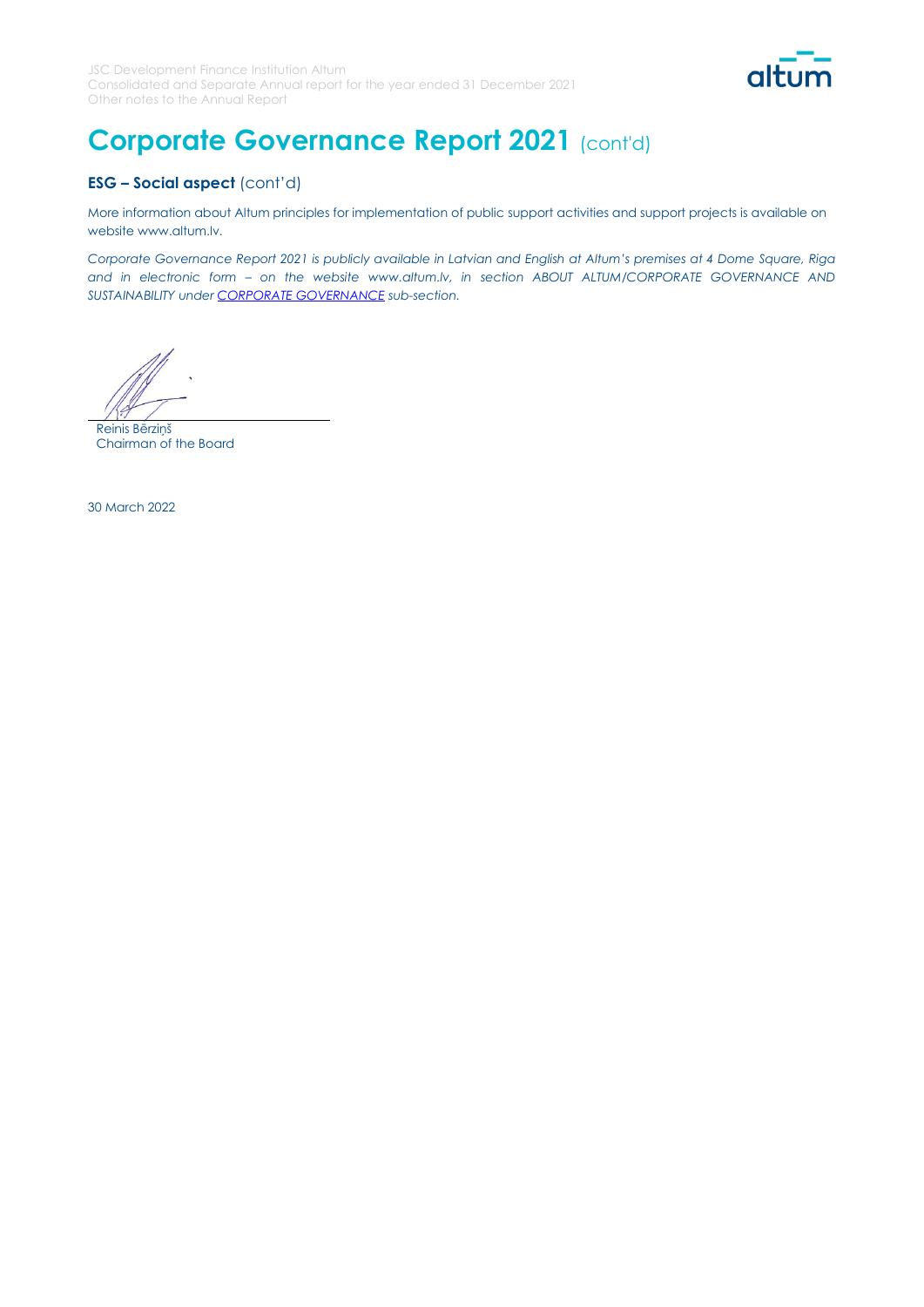# Corporate Governance Report 2021 (cont'd)

## ESG – Social aspect (cont'd)

More information about Altum principles for implementation of public support activities and support projects is available on website www.altum.lv.

*Corporate Governance Report 2021 is publicly available in Latvian and English at Altum's premises at 4 Dome Square, Riga and in electronic form – on the website www.altum.lv, in section ABOUT ALTUM/CORPORATE GOVERNANCE AND SUSTAINABILITY under CORPORATE GOVERNANCE sub-section.*

Reinis Bērziņš
Chairman of the Board

30 March 2022